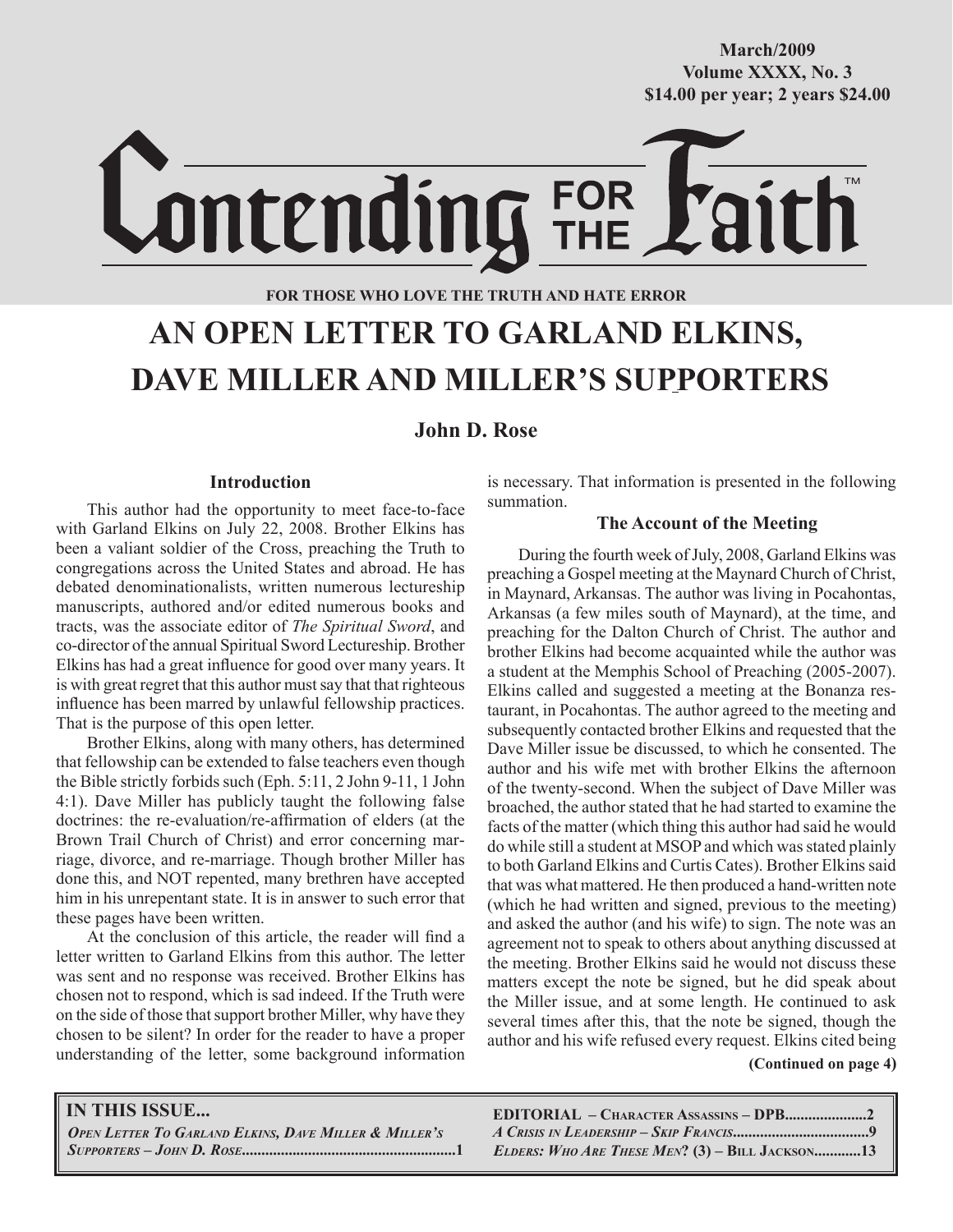March/2009
Volume XXXX, No. 3
$14.00 per year; 2 years $24.00

# Contending FOR THE Faith™

**FOR THOSE WHO LOVE THE TRUTH AND HATE ERROR**

# AN OPEN LETTER TO GARLAND ELKINS, DAVE MILLER AND MILLER'S SUPPORTERS

**John D. Rose**

### Introduction

This author had the opportunity to meet face-to-face with Garland Elkins on July 22, 2008. Brother Elkins has been a valiant soldier of the Cross, preaching the Truth to congregations across the United States and abroad. He has debated denominationalists, written numerous lectureship manuscripts, authored and/or edited numerous books and tracts, was the associate editor of *The Spiritual Sword*, and co-director of the annual Spiritual Sword Lectureship. Brother Elkins has had a great influence for good over many years. It is with great regret that this author must say that that righteous influence has been marred by unlawful fellowship practices. That is the purpose of this open letter.

Brother Elkins, along with many others, has determined that fellowship can be extended to false teachers even though the Bible strictly forbids such (Eph. 5:11, 2 John 9-11, 1 John 4:1). Dave Miller has publicly taught the following false doctrines: the re-evaluation/re-affirmation of elders (at the Brown Trail Church of Christ) and error concerning marriage, divorce, and re-marriage. Though brother Miller has done this, and NOT repented, many brethren have accepted him in his unrepentant state. It is in answer to such error that these pages have been written.

At the conclusion of this article, the reader will find a letter written to Garland Elkins from this author. The letter was sent and no response was received. Brother Elkins has chosen not to respond, which is sad indeed. If the Truth were on the side of those that support brother Miller, why have they chosen to be silent? In order for the reader to have a proper understanding of the letter, some background information is necessary. That information is presented in the following summation.

### The Account of the Meeting

During the fourth week of July, 2008, Garland Elkins was preaching a Gospel meeting at the Maynard Church of Christ, in Maynard, Arkansas. The author was living in Pocahontas, Arkansas (a few miles south of Maynard), at the time, and preaching for the Dalton Church of Christ. The author and brother Elkins had become acquainted while the author was a student at the Memphis School of Preaching (2005-2007). Elkins called and suggested a meeting at the Bonanza restaurant, in Pocahontas. The author agreed to the meeting and subsequently contacted brother Elkins and requested that the Dave Miller issue be discussed, to which he consented. The author and his wife met with brother Elkins the afternoon of the twenty-second. When the subject of Dave Miller was broached, the author stated that he had started to examine the facts of the matter (which thing this author had said he would do while still a student at MSOP and which was stated plainly to both Garland Elkins and Curtis Cates). Brother Elkins said that was what mattered. He then produced a hand-written note (which he had written and signed, previous to the meeting) and asked the author (and his wife) to sign. The note was an agreement not to speak to others about anything discussed at the meeting. Brother Elkins said he would not discuss these matters except the note be signed, but he did speak about the Miller issue, and at some length. He continued to ask several times after this, that the note be signed, though the author and his wife refused every request. Elkins cited being

**(Continued on page 4)**

**IN THIS ISSUE...**

*Open Letter To Garland Elkins, Dave Miller & Miller's Supporters – John D. Rose*......1
**Editorial – Character Assassins – DPB**......2
*A Crisis in Leadership – Skip Francis*......9
*Elders: Who Are These Men? (3) – Bill Jackson*......13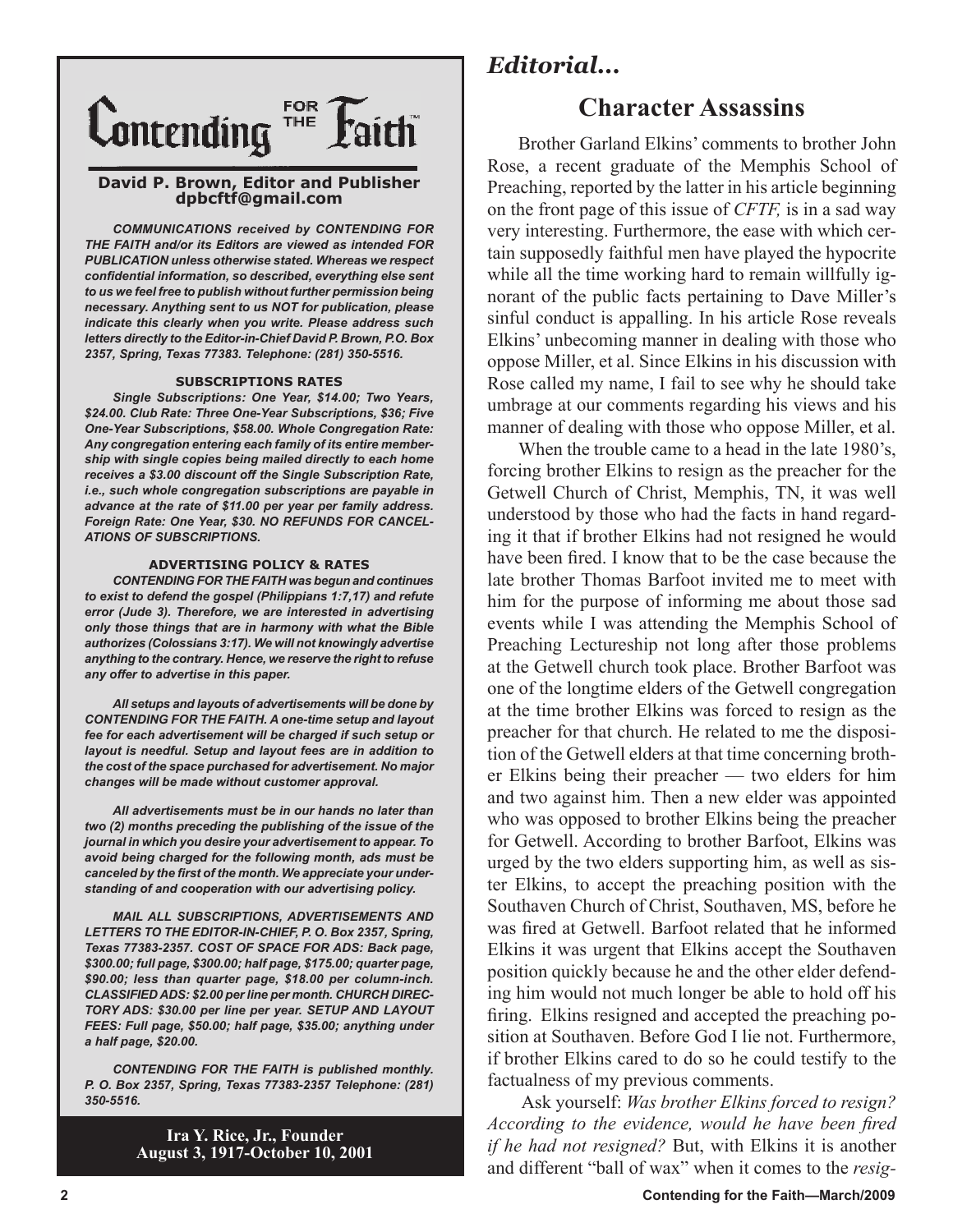# Contending FOR THE Faith

**David P. Brown, Editor and Publisher**
**dpbcftf@gmail.com**

***COMMUNICATIONS received by CONTENDING FOR THE FAITH and/or its Editors are viewed as intended FOR PUBLICATION unless otherwise stated. Whereas we respect confidential information, so described, everything else sent to us we feel free to publish without further permission being necessary. Anything sent to us NOT for publication, please indicate this clearly when you write. Please address such letters directly to the Editor-in-Chief David P. Brown, P.O. Box 2357, Spring, Texas 77383. Telephone: (281) 350-5516.***

**SUBSCRIPTIONS RATES**

***Single Subscriptions: One Year, $14.00; Two Years, $24.00. Club Rate: Three One-Year Subscriptions, $36; Five One-Year Subscriptions, $58.00. Whole Congregation Rate: Any congregation entering each family of its entire membership with single copies being mailed directly to each home receives a $3.00 discount off the Single Subscription Rate, i.e., such whole congregation subscriptions are payable in advance at the rate of $11.00 per year per family address. Foreign Rate: One Year, $30. NO REFUNDS FOR CANCELATIONS OF SUBSCRIPTIONS.***

**ADVERTISING POLICY & RATES**

***CONTENDING FOR THE FAITH was begun and continues to exist to defend the gospel (Philippians 1:7,17) and refute error (Jude 3). Therefore, we are interested in advertising only those things that are in harmony with what the Bible authorizes (Colossians 3:17). We will not knowingly advertise anything to the contrary. Hence, we reserve the right to refuse any offer to advertise in this paper.***

***All setups and layouts of advertisements will be done by CONTENDING FOR THE FAITH. A one-time setup and layout fee for each advertisement will be charged if such setup or layout is needful. Setup and layout fees are in addition to the cost of the space purchased for advertisement. No major changes will be made without customer approval.***

***All advertisements must be in our hands no later than two (2) months preceding the publishing of the issue of the journal in which you desire your advertisement to appear. To avoid being charged for the following month, ads must be canceled by the first of the month. We appreciate your understanding of and cooperation with our advertising policy.***

***MAIL ALL SUBSCRIPTIONS, ADVERTISEMENTS AND LETTERS TO THE EDITOR-IN-CHIEF, P. O. Box 2357, Spring, Texas 77383-2357. COST OF SPACE FOR ADS: Back page, $300.00; full page, $300.00; half page, $175.00; quarter page, $90.00; less than quarter page, $18.00 per column-inch. CLASSIFIED ADS: $2.00 per line per month. CHURCH DIRECTORY ADS: $30.00 per line per year. SETUP AND LAYOUT FEES: Full page, $50.00; half page, $35.00; anything under a half page, $20.00.***

***CONTENDING FOR THE FAITH is published monthly. P. O. Box 2357, Spring, Texas 77383-2357 Telephone: (281) 350-5516.***

**Ira Y. Rice, Jr., Founder**
**August 3, 1917-October 10, 2001**

## *Editorial...*

# Character Assassins

Brother Garland Elkins' comments to brother John Rose, a recent graduate of the Memphis School of Preaching, reported by the latter in his article beginning on the front page of this issue of *CFTF,* is in a sad way very interesting. Furthermore, the ease with which certain supposedly faithful men have played the hypocrite while all the time working hard to remain willfully ignorant of the public facts pertaining to Dave Miller's sinful conduct is appalling. In his article Rose reveals Elkins' unbecoming manner in dealing with those who oppose Miller, et al. Since Elkins in his discussion with Rose called my name, I fail to see why he should take umbrage at our comments regarding his views and his manner of dealing with those who oppose Miller, et al.

When the trouble came to a head in the late 1980's, forcing brother Elkins to resign as the preacher for the Getwell Church of Christ, Memphis, TN, it was well understood by those who had the facts in hand regarding it that if brother Elkins had not resigned he would have been fired. I know that to be the case because the late brother Thomas Barfoot invited me to meet with him for the purpose of informing me about those sad events while I was attending the Memphis School of Preaching Lectureship not long after those problems at the Getwell church took place. Brother Barfoot was one of the longtime elders of the Getwell congregation at the time brother Elkins was forced to resign as the preacher for that church. He related to me the disposition of the Getwell elders at that time concerning brother Elkins being their preacher — two elders for him and two against him. Then a new elder was appointed who was opposed to brother Elkins being the preacher for Getwell. According to brother Barfoot, Elkins was urged by the two elders supporting him, as well as sister Elkins, to accept the preaching position with the Southaven Church of Christ, Southaven, MS, before he was fired at Getwell. Barfoot related that he informed Elkins it was urgent that Elkins accept the Southaven position quickly because he and the other elder defending him would not much longer be able to hold off his firing. Elkins resigned and accepted the preaching position at Southaven. Before God I lie not. Furthermore, if brother Elkins cared to do so he could testify to the factualness of my previous comments.

Ask yourself: *Was brother Elkins forced to resign? According to the evidence, would he have been fired if he had not resigned?* But, with Elkins it is another and different "ball of wax" when it comes to the *resig-*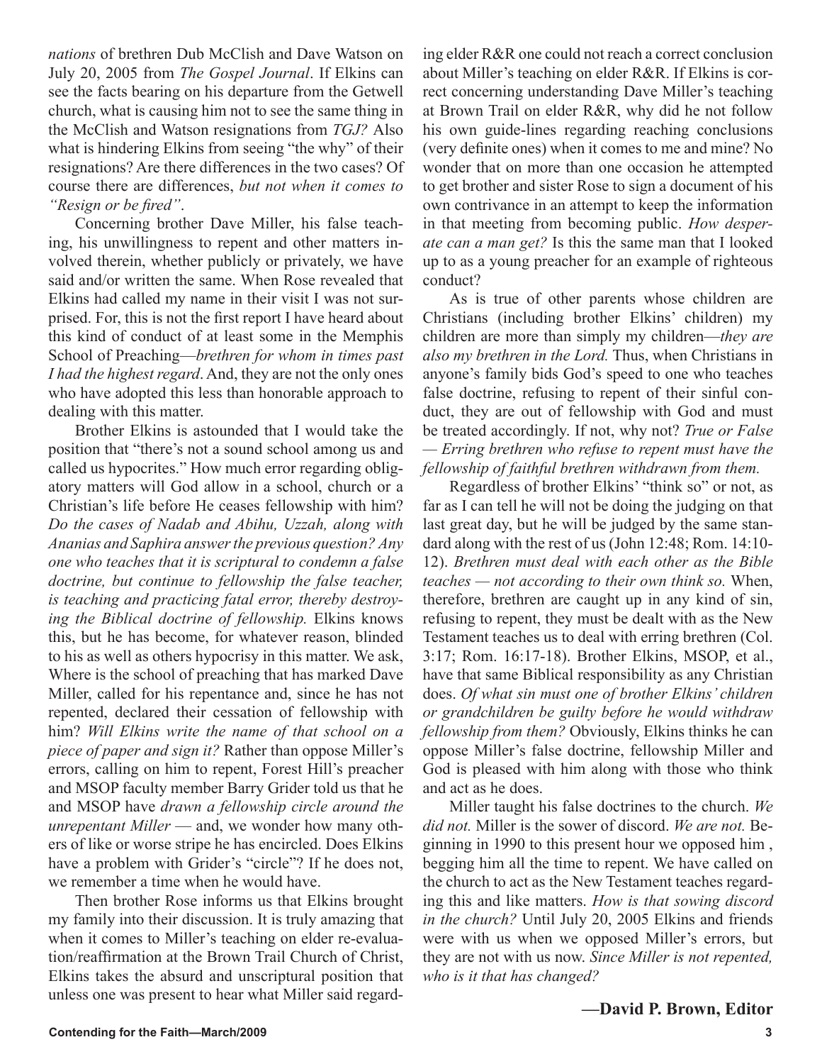*nations* of brethren Dub McClish and Dave Watson on July 20, 2005 from *The Gospel Journal*. If Elkins can see the facts bearing on his departure from the Getwell church, what is causing him not to see the same thing in the McClish and Watson resignations from *TGJ?* Also what is hindering Elkins from seeing "the why" of their resignations? Are there differences in the two cases? Of course there are differences, *but not when it comes to "Resign or be fired"*.

Concerning brother Dave Miller, his false teaching, his unwillingness to repent and other matters involved therein, whether publicly or privately, we have said and/or written the same. When Rose revealed that Elkins had called my name in their visit I was not surprised. For, this is not the first report I have heard about this kind of conduct of at least some in the Memphis School of Preaching—*brethren for whom in times past I had the highest regard*. And, they are not the only ones who have adopted this less than honorable approach to dealing with this matter.

Brother Elkins is astounded that I would take the position that "there's not a sound school among us and called us hypocrites." How much error regarding obligatory matters will God allow in a school, church or a Christian's life before He ceases fellowship with him? *Do the cases of Nadab and Abihu, Uzzah, along with Ananias and Saphira answer the previous question? Any one who teaches that it is scriptural to condemn a false doctrine, but continue to fellowship the false teacher, is teaching and practicing fatal error, thereby destroying the Biblical doctrine of fellowship.* Elkins knows this, but he has become, for whatever reason, blinded to his as well as others hypocrisy in this matter. We ask, Where is the school of preaching that has marked Dave Miller, called for his repentance and, since he has not repented, declared their cessation of fellowship with him? *Will Elkins write the name of that school on a piece of paper and sign it?* Rather than oppose Miller's errors, calling on him to repent, Forest Hill's preacher and MSOP faculty member Barry Grider told us that he and MSOP have *drawn a fellowship circle around the unrepentant Miller* — and, we wonder how many others of like or worse stripe he has encircled. Does Elkins have a problem with Grider's "circle"? If he does not, we remember a time when he would have.

Then brother Rose informs us that Elkins brought my family into their discussion. It is truly amazing that when it comes to Miller's teaching on elder re-evaluation/reaffirmation at the Brown Trail Church of Christ, Elkins takes the absurd and unscriptural position that unless one was present to hear what Miller said regarding elder R&R one could not reach a correct conclusion about Miller's teaching on elder R&R. If Elkins is correct concerning understanding Dave Miller's teaching at Brown Trail on elder R&R, why did he not follow his own guide-lines regarding reaching conclusions (very definite ones) when it comes to me and mine? No wonder that on more than one occasion he attempted to get brother and sister Rose to sign a document of his own contrivance in an attempt to keep the information in that meeting from becoming public. *How desperate can a man get?* Is this the same man that I looked up to as a young preacher for an example of righteous conduct?

As is true of other parents whose children are Christians (including brother Elkins' children) my children are more than simply my children—*they are also my brethren in the Lord.* Thus, when Christians in anyone's family bids God's speed to one who teaches false doctrine, refusing to repent of their sinful conduct, they are out of fellowship with God and must be treated accordingly. If not, why not? *True or False — Erring brethren who refuse to repent must have the fellowship of faithful brethren withdrawn from them.*

Regardless of brother Elkins' "think so" or not, as far as I can tell he will not be doing the judging on that last great day, but he will be judged by the same standard along with the rest of us (John 12:48; Rom. 14:10-12). *Brethren must deal with each other as the Bible teaches — not according to their own think so.* When, therefore, brethren are caught up in any kind of sin, refusing to repent, they must be dealt with as the New Testament teaches us to deal with erring brethren (Col. 3:17; Rom. 16:17-18). Brother Elkins, MSOP, et al., have that same Biblical responsibility as any Christian does. *Of what sin must one of brother Elkins' children or grandchildren be guilty before he would withdraw fellowship from them?* Obviously, Elkins thinks he can oppose Miller's false doctrine, fellowship Miller and God is pleased with him along with those who think and act as he does.

Miller taught his false doctrines to the church. *We did not.* Miller is the sower of discord. *We are not.* Beginning in 1990 to this present hour we opposed him , begging him all the time to repent. We have called on the church to act as the New Testament teaches regarding this and like matters. *How is that sowing discord in the church?* Until July 20, 2005 Elkins and friends were with us when we opposed Miller's errors, but they are not with us now. *Since Miller is not repented, who is it that has changed?*

**—David P. Brown, Editor**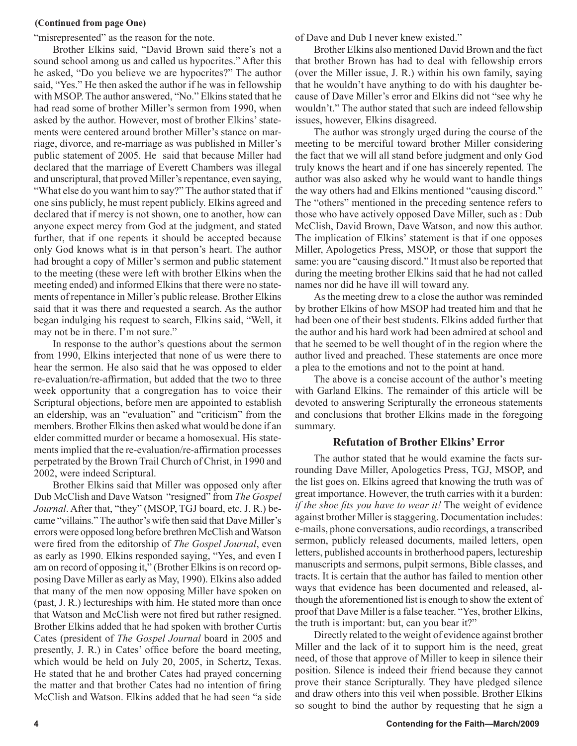**(Continued from page One)**

"misrepresented" as the reason for the note.

Brother Elkins said, "David Brown said there's not a sound school among us and called us hypocrites." After this he asked, "Do you believe we are hypocrites?" The author said, "Yes." He then asked the author if he was in fellowship with MSOP. The author answered, "No." Elkins stated that he had read some of brother Miller's sermon from 1990, when asked by the author. However, most of brother Elkins' statements were centered around brother Miller's stance on marriage, divorce, and re-marriage as was published in Miller's public statement of 2005. He said that because Miller had declared that the marriage of Everett Chambers was illegal and unscriptural, that proved Miller's repentance, even saying, "What else do you want him to say?" The author stated that if one sins publicly, he must repent publicly. Elkins agreed and declared that if mercy is not shown, one to another, how can anyone expect mercy from God at the judgment, and stated further, that if one repents it should be accepted because only God knows what is in that person's heart. The author had brought a copy of Miller's sermon and public statement to the meeting (these were left with brother Elkins when the meeting ended) and informed Elkins that there were no statements of repentance in Miller's public release. Brother Elkins said that it was there and requested a search. As the author began indulging his request to search, Elkins said, "Well, it may not be in there. I'm not sure."

In response to the author's questions about the sermon from 1990, Elkins interjected that none of us were there to hear the sermon. He also said that he was opposed to elder re-evaluation/re-affirmation, but added that the two to three week opportunity that a congregation has to voice their Scriptural objections, before men are appointed to establish an eldership, was an "evaluation" and "criticism" from the members. Brother Elkins then asked what would be done if an elder committed murder or became a homosexual. His statements implied that the re-evaluation/re-affirmation processes perpetrated by the Brown Trail Church of Christ, in 1990 and 2002, were indeed Scriptural.

Brother Elkins said that Miller was opposed only after Dub McClish and Dave Watson "resigned" from *The Gospel Journal*. After that, "they" (MSOP, TGJ board, etc. J. R.) became "villains." The author's wife then said that Dave Miller's errors were opposed long before brethren McClish and Watson were fired from the editorship of *The Gospel Journal*, even as early as 1990. Elkins responded saying, "Yes, and even I am on record of opposing it," (Brother Elkins is on record opposing Dave Miller as early as May, 1990). Elkins also added that many of the men now opposing Miller have spoken on (past, J. R.) lectureships with him. He stated more than once that Watson and McClish were not fired but rather resigned. Brother Elkins added that he had spoken with brother Curtis Cates (president of *The Gospel Journal* board in 2005 and presently, J. R.) in Cates' office before the board meeting, which would be held on July 20, 2005, in Schertz, Texas. He stated that he and brother Cates had prayed concerning the matter and that brother Cates had no intention of firing McClish and Watson. Elkins added that he had seen "a side of Dave and Dub I never knew existed."

Brother Elkins also mentioned David Brown and the fact that brother Brown has had to deal with fellowship errors (over the Miller issue, J. R.) within his own family, saying that he wouldn't have anything to do with his daughter because of Dave Miller's error and Elkins did not "see why he wouldn't." The author stated that such are indeed fellowship issues, however, Elkins disagreed.

The author was strongly urged during the course of the meeting to be merciful toward brother Miller considering the fact that we will all stand before judgment and only God truly knows the heart and if one has sincerely repented. The author was also asked why he would want to handle things the way others had and Elkins mentioned "causing discord." The "others" mentioned in the preceding sentence refers to those who have actively opposed Dave Miller, such as : Dub McClish, David Brown, Dave Watson, and now this author. The implication of Elkins' statement is that if one opposes Miller, Apologetics Press, MSOP, or those that support the same: you are "causing discord." It must also be reported that during the meeting brother Elkins said that he had not called names nor did he have ill will toward any.

As the meeting drew to a close the author was reminded by brother Elkins of how MSOP had treated him and that he had been one of their best students. Elkins added further that the author and his hard work had been admired at school and that he seemed to be well thought of in the region where the author lived and preached. These statements are once more a plea to the emotions and not to the point at hand.

The above is a concise account of the author's meeting with Garland Elkins. The remainder of this article will be devoted to answering Scripturally the erroneous statements and conclusions that brother Elkins made in the foregoing summary.

## Refutation of Brother Elkins' Error

The author stated that he would examine the facts surrounding Dave Miller, Apologetics Press, TGJ, MSOP, and the list goes on. Elkins agreed that knowing the truth was of great importance. However, the truth carries with it a burden: *if the shoe fits you have to wear it!* The weight of evidence against brother Miller is staggering. Documentation includes: e-mails, phone conversations, audio recordings, a transcribed sermon, publicly released documents, mailed letters, open letters, published accounts in brotherhood papers, lectureship manuscripts and sermons, pulpit sermons, Bible classes, and tracts. It is certain that the author has failed to mention other ways that evidence has been documented and released, although the aforementioned list is enough to show the extent of proof that Dave Miller is a false teacher. "Yes, brother Elkins, the truth is important: but, can you bear it?"

Directly related to the weight of evidence against brother Miller and the lack of it to support him is the need, great need, of those that approve of Miller to keep in silence their position. Silence is indeed their friend because they cannot prove their stance Scripturally. They have pledged silence and draw others into this veil when possible. Brother Elkins so sought to bind the author by requesting that he sign a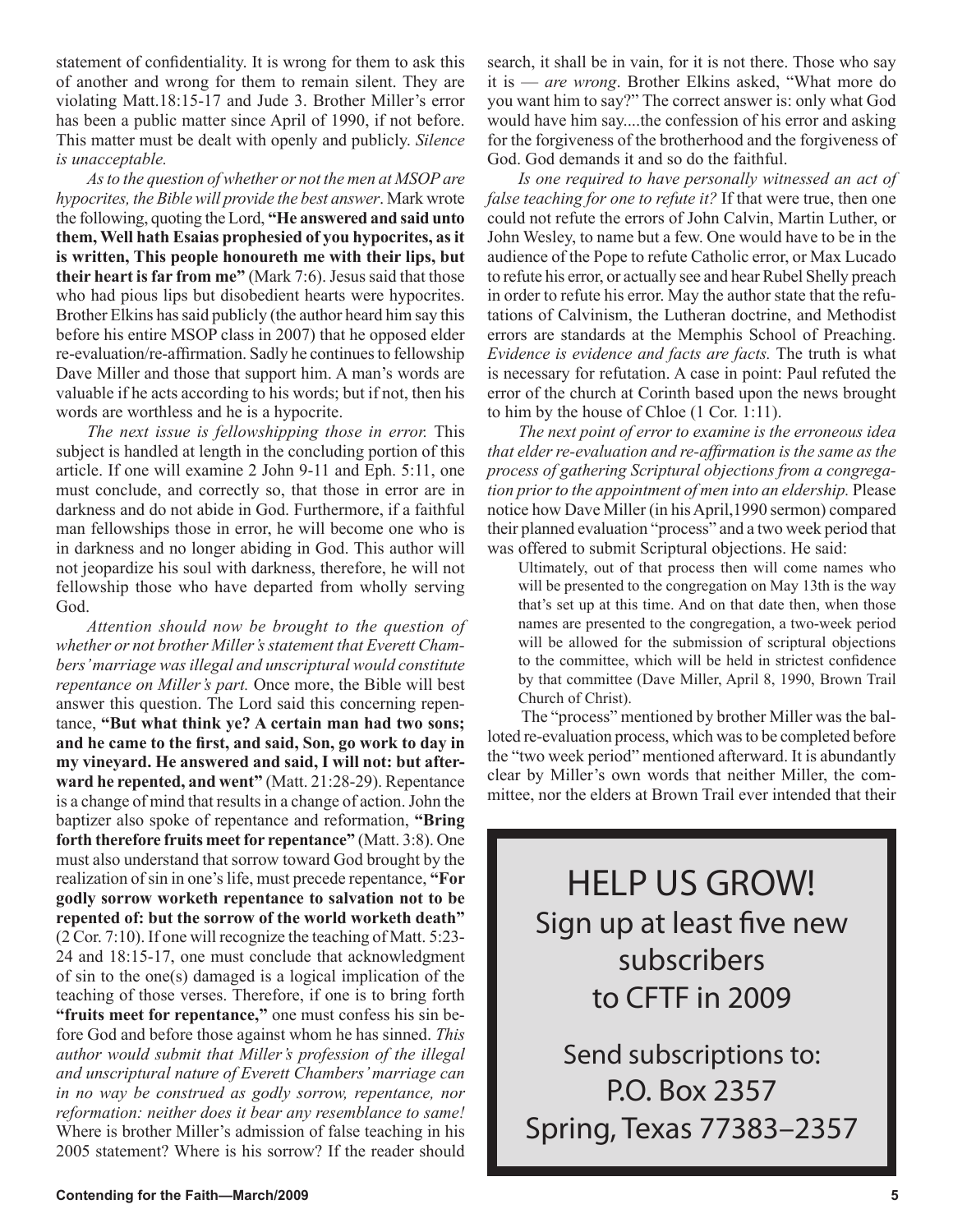statement of confidentiality. It is wrong for them to ask this of another and wrong for them to remain silent. They are violating Matt.18:15-17 and Jude 3. Brother Miller's error has been a public matter since April of 1990, if not before. This matter must be dealt with openly and publicly. *Silence is unacceptable.*

*As to the question of whether or not the men at MSOP are hypocrites, the Bible will provide the best answer*. Mark wrote the following, quoting the Lord, **"He answered and said unto them, Well hath Esaias prophesied of you hypocrites, as it is written, This people honoureth me with their lips, but their heart is far from me"** (Mark 7:6). Jesus said that those who had pious lips but disobedient hearts were hypocrites. Brother Elkins has said publicly (the author heard him say this before his entire MSOP class in 2007) that he opposed elder re-evaluation/re-affirmation. Sadly he continues to fellowship Dave Miller and those that support him. A man's words are valuable if he acts according to his words; but if not, then his words are worthless and he is a hypocrite.

*The next issue is fellowshipping those in error.* This subject is handled at length in the concluding portion of this article. If one will examine 2 John 9-11 and Eph. 5:11, one must conclude, and correctly so, that those in error are in darkness and do not abide in God. Furthermore, if a faithful man fellowships those in error, he will become one who is in darkness and no longer abiding in God. This author will not jeopardize his soul with darkness, therefore, he will not fellowship those who have departed from wholly serving God.

*Attention should now be brought to the question of whether or not brother Miller's statement that Everett Chambers' marriage was illegal and unscriptural would constitute repentance on Miller's part.* Once more, the Bible will best answer this question. The Lord said this concerning repentance, **"But what think ye? A certain man had two sons; and he came to the first, and said, Son, go work to day in my vineyard. He answered and said, I will not: but afterward he repented, and went"** (Matt. 21:28-29). Repentance is a change of mind that results in a change of action. John the baptizer also spoke of repentance and reformation, **"Bring forth therefore fruits meet for repentance"** (Matt. 3:8). One must also understand that sorrow toward God brought by the realization of sin in one's life, must precede repentance, **"For godly sorrow worketh repentance to salvation not to be repented of: but the sorrow of the world worketh death"** (2 Cor. 7:10). If one will recognize the teaching of Matt. 5:23-24 and 18:15-17, one must conclude that acknowledgment of sin to the one(s) damaged is a logical implication of the teaching of those verses. Therefore, if one is to bring forth **"fruits meet for repentance,"** one must confess his sin before God and before those against whom he has sinned. *This author would submit that Miller's profession of the illegal and unscriptural nature of Everett Chambers' marriage can in no way be construed as godly sorrow, repentance, nor reformation: neither does it bear any resemblance to same!* Where is brother Miller's admission of false teaching in his 2005 statement? Where is his sorrow? If the reader should search, it shall be in vain, for it is not there. Those who say it is — *are wrong*. Brother Elkins asked, "What more do you want him to say?" The correct answer is: only what God would have him say....the confession of his error and asking for the forgiveness of the brotherhood and the forgiveness of God. God demands it and so do the faithful.

*Is one required to have personally witnessed an act of false teaching for one to refute it?* If that were true, then one could not refute the errors of John Calvin, Martin Luther, or John Wesley, to name but a few. One would have to be in the audience of the Pope to refute Catholic error, or Max Lucado to refute his error, or actually see and hear Rubel Shelly preach in order to refute his error. May the author state that the refutations of Calvinism, the Lutheran doctrine, and Methodist errors are standards at the Memphis School of Preaching. *Evidence is evidence and facts are facts.* The truth is what is necessary for refutation. A case in point: Paul refuted the error of the church at Corinth based upon the news brought to him by the house of Chloe (1 Cor. 1:11).

*The next point of error to examine is the erroneous idea that elder re-evaluation and re-affirmation is the same as the process of gathering Scriptural objections from a congregation prior to the appointment of men into an eldership.* Please notice how Dave Miller (in his April,1990 sermon) compared their planned evaluation "process" and a two week period that was offered to submit Scriptural objections. He said:

> Ultimately, out of that process then will come names who will be presented to the congregation on May 13th is the way that's set up at this time. And on that date then, when those names are presented to the congregation, a two-week period will be allowed for the submission of scriptural objections to the committee, which will be held in strictest confidence by that committee (Dave Miller, April 8, 1990, Brown Trail Church of Christ).

The "process" mentioned by brother Miller was the balloted re-evaluation process, which was to be completed before the "two week period" mentioned afterward. It is abundantly clear by Miller's own words that neither Miller, the committee, nor the elders at Brown Trail ever intended that their

HELP US GROW!
Sign up at least five new subscribers to CFTF in 2009

Send subscriptions to:
P.O. Box 2357
Spring, Texas 77383–2357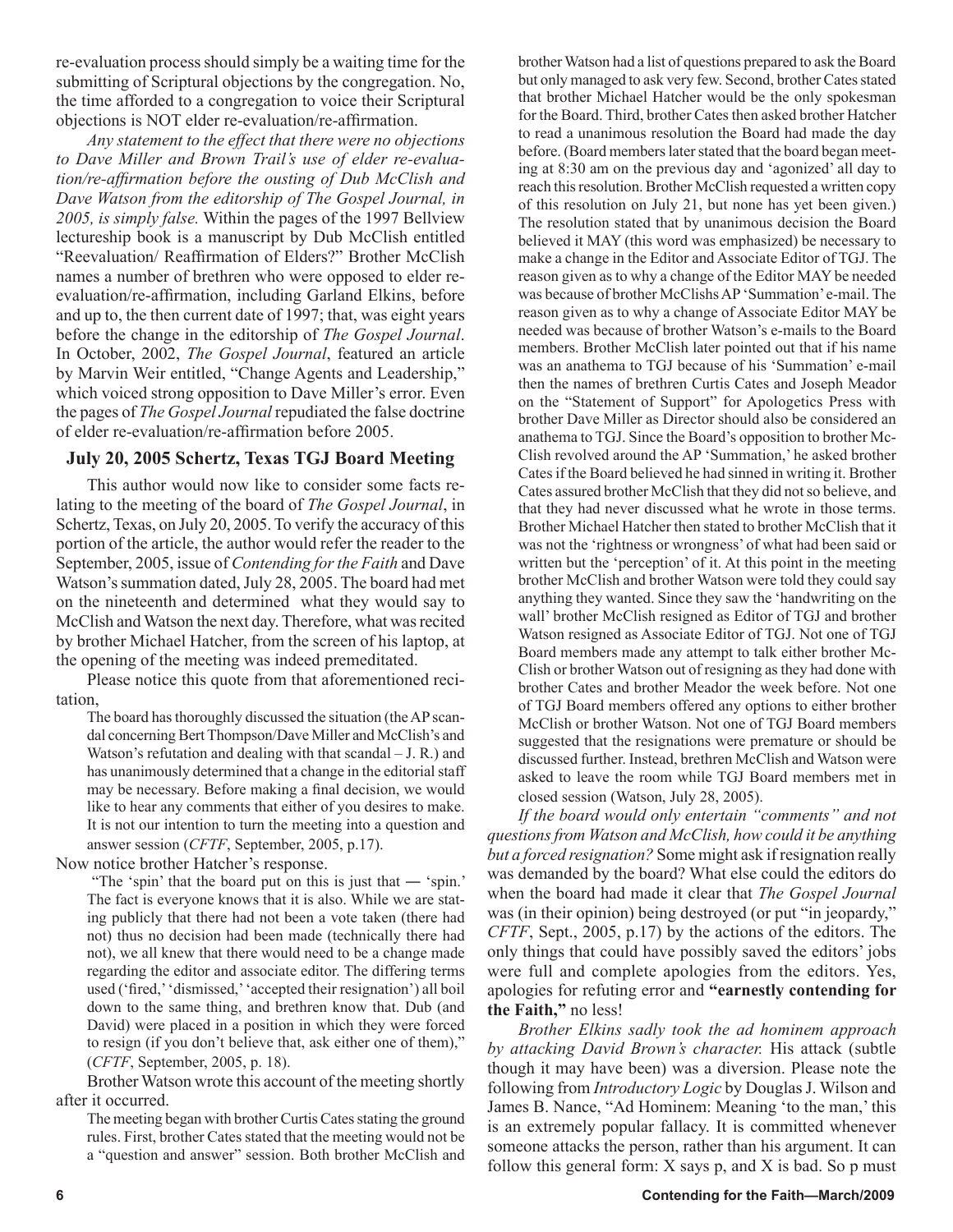re-evaluation process should simply be a waiting time for the submitting of Scriptural objections by the congregation. No, the time afforded to a congregation to voice their Scriptural objections is NOT elder re-evaluation/re-affirmation.

*Any statement to the effect that there were no objections to Dave Miller and Brown Trail's use of elder re-evaluation/re-affirmation before the ousting of Dub McClish and Dave Watson from the editorship of The Gospel Journal, in 2005, is simply false.* Within the pages of the 1997 Bellview lectureship book is a manuscript by Dub McClish entitled "Reevaluation/ Reaffirmation of Elders?" Brother McClish names a number of brethren who were opposed to elder re-evaluation/re-affirmation, including Garland Elkins, before and up to, the then current date of 1997; that, was eight years before the change in the editorship of *The Gospel Journal*. In October, 2002, *The Gospel Journal*, featured an article by Marvin Weir entitled, "Change Agents and Leadership," which voiced strong opposition to Dave Miller's error. Even the pages of *The Gospel Journal* repudiated the false doctrine of elder re-evaluation/re-affirmation before 2005.

## July 20, 2005 Schertz, Texas TGJ Board Meeting

This author would now like to consider some facts relating to the meeting of the board of *The Gospel Journal*, in Schertz, Texas, on July 20, 2005. To verify the accuracy of this portion of the article, the author would refer the reader to the September, 2005, issue of *Contending for the Faith* and Dave Watson's summation dated, July 28, 2005. The board had met on the nineteenth and determined what they would say to McClish and Watson the next day. Therefore, what was recited by brother Michael Hatcher, from the screen of his laptop, at the opening of the meeting was indeed premeditated.

Please notice this quote from that aforementioned recitation,

> The board has thoroughly discussed the situation (the AP scandal concerning Bert Thompson/Dave Miller and McClish's and Watson's refutation and dealing with that scandal – J. R.) and has unanimously determined that a change in the editorial staff may be necessary. Before making a final decision, we would like to hear any comments that either of you desires to make. It is not our intention to turn the meeting into a question and answer session (*CFTF*, September, 2005, p.17).

Now notice brother Hatcher's response.

> "The 'spin' that the board put on this is just that ― 'spin.' The fact is everyone knows that it is also. While we are stating publicly that there had not been a vote taken (there had not) thus no decision had been made (technically there had not), we all knew that there would need to be a change made regarding the editor and associate editor. The differing terms used ('fired,' 'dismissed,' 'accepted their resignation') all boil down to the same thing, and brethren know that. Dub (and David) were placed in a position in which they were forced to resign (if you don't believe that, ask either one of them)," (*CFTF*, September, 2005, p. 18).

Brother Watson wrote this account of the meeting shortly after it occurred.

> The meeting began with brother Curtis Cates stating the ground rules. First, brother Cates stated that the meeting would not be a "question and answer" session. Both brother McClish and brother Watson had a list of questions prepared to ask the Board but only managed to ask very few. Second, brother Cates stated that brother Michael Hatcher would be the only spokesman for the Board. Third, brother Cates then asked brother Hatcher to read a unanimous resolution the Board had made the day before. (Board members later stated that the board began meeting at 8:30 am on the previous day and 'agonized' all day to reach this resolution. Brother McClish requested a written copy of this resolution on July 21, but none has yet been given.) The resolution stated that by unanimous decision the Board believed it MAY (this word was emphasized) be necessary to make a change in the Editor and Associate Editor of TGJ. The reason given as to why a change of the Editor MAY be needed was because of brother McClishs AP 'Summation' e-mail. The reason given as to why a change of Associate Editor MAY be needed was because of brother Watson's e-mails to the Board members. Brother McClish later pointed out that if his name was an anathema to TGJ because of his 'Summation' e-mail then the names of brethren Curtis Cates and Joseph Meador on the "Statement of Support" for Apologetics Press with brother Dave Miller as Director should also be considered an anathema to TGJ. Since the Board's opposition to brother McClish revolved around the AP 'Summation,' he asked brother Cates if the Board believed he had sinned in writing it. Brother Cates assured brother McClish that they did not so believe, and that they had never discussed what he wrote in those terms. Brother Michael Hatcher then stated to brother McClish that it was not the 'rightness or wrongness' of what had been said or written but the 'perception' of it. At this point in the meeting brother McClish and brother Watson were told they could say anything they wanted. Since they saw the 'handwriting on the wall' brother McClish resigned as Editor of TGJ and brother Watson resigned as Associate Editor of TGJ. Not one of TGJ Board members made any attempt to talk either brother McClish or brother Watson out of resigning as they had done with brother Cates and brother Meador the week before. Not one of TGJ Board members offered any options to either brother McClish or brother Watson. Not one of TGJ Board members suggested that the resignations were premature or should be discussed further. Instead, brethren McClish and Watson were asked to leave the room while TGJ Board members met in closed session (Watson, July 28, 2005).

*If the board would only entertain "comments" and not questions from Watson and McClish, how could it be anything but a forced resignation?* Some might ask if resignation really was demanded by the board? What else could the editors do when the board had made it clear that *The Gospel Journal* was (in their opinion) being destroyed (or put "in jeopardy," *CFTF*, Sept., 2005, p.17) by the actions of the editors. The only things that could have possibly saved the editors' jobs were full and complete apologies from the editors. Yes, apologies for refuting error and **"earnestly contending for the Faith,"** no less!

*Brother Elkins sadly took the ad hominem approach by attacking David Brown's character.* His attack (subtle though it may have been) was a diversion. Please note the following from *Introductory Logic* by Douglas J. Wilson and James B. Nance, "Ad Hominem: Meaning 'to the man,' this is an extremely popular fallacy. It is committed whenever someone attacks the person, rather than his argument. It can follow this general form: X says p, and X is bad. So p must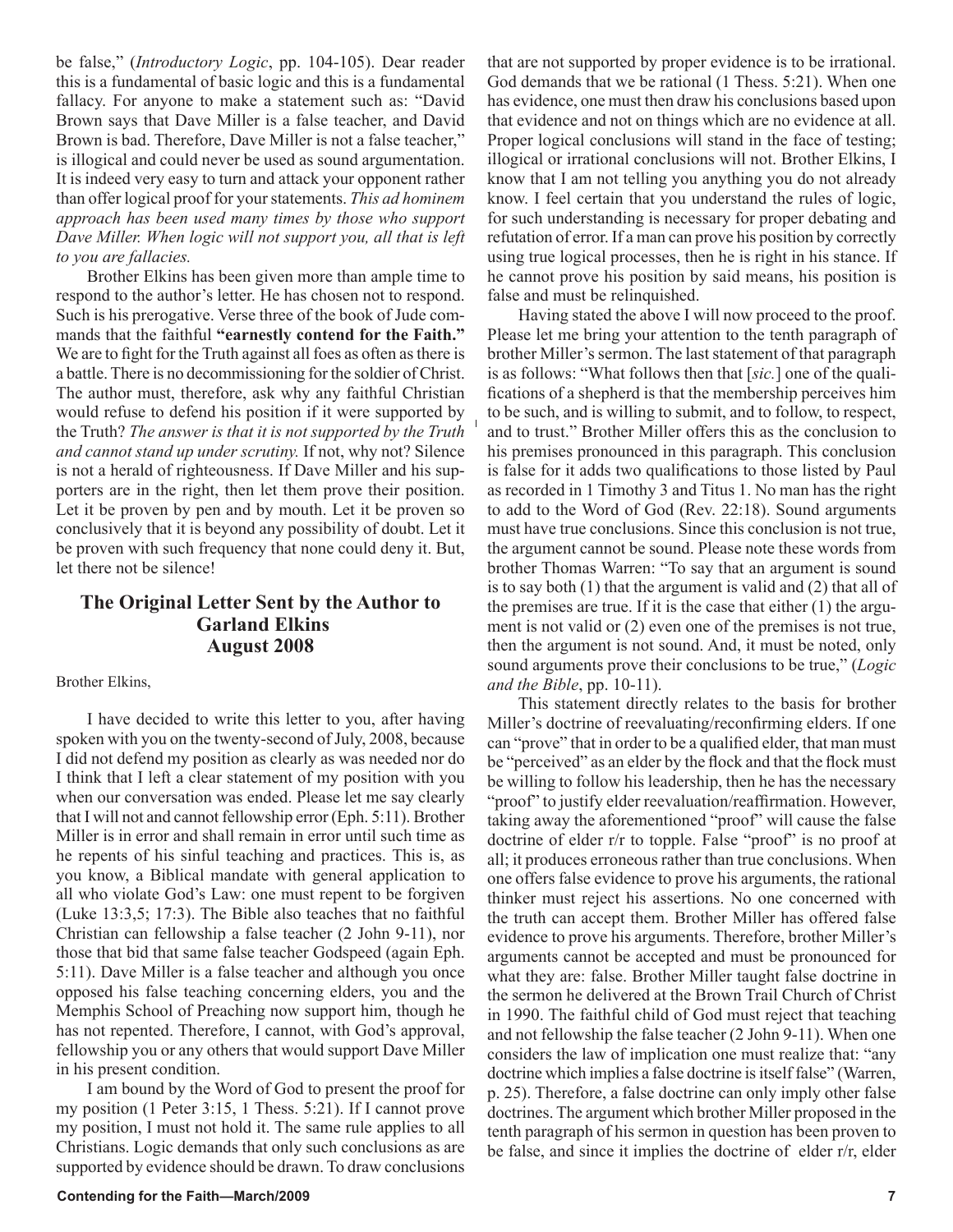be false," (*Introductory Logic*, pp. 104-105). Dear reader this is a fundamental of basic logic and this is a fundamental fallacy. For anyone to make a statement such as: "David Brown says that Dave Miller is a false teacher, and David Brown is bad. Therefore, Dave Miller is not a false teacher," is illogical and could never be used as sound argumentation. It is indeed very easy to turn and attack your opponent rather than offer logical proof for your statements. *This ad hominem approach has been used many times by those who support Dave Miller. When logic will not support you, all that is left to you are fallacies.*

Brother Elkins has been given more than ample time to respond to the author's letter. He has chosen not to respond. Such is his prerogative. Verse three of the book of Jude commands that the faithful **"earnestly contend for the Faith."** We are to fight for the Truth against all foes as often as there is a battle. There is no decommissioning for the soldier of Christ. The author must, therefore, ask why any faithful Christian would refuse to defend his position if it were supported by the Truth? *The answer is that it is not supported by the Truth and cannot stand up under scrutiny.* If not, why not? Silence is not a herald of righteousness. If Dave Miller and his supporters are in the right, then let them prove their position. Let it be proven by pen and by mouth. Let it be proven so conclusively that it is beyond any possibility of doubt. Let it be proven with such frequency that none could deny it. But, let there not be silence!

## The Original Letter Sent by the Author to Garland Elkins August 2008

Brother Elkins,

I have decided to write this letter to you, after having spoken with you on the twenty-second of July, 2008, because I did not defend my position as clearly as was needed nor do I think that I left a clear statement of my position with you when our conversation was ended. Please let me say clearly that I will not and cannot fellowship error (Eph. 5:11). Brother Miller is in error and shall remain in error until such time as he repents of his sinful teaching and practices. This is, as you know, a Biblical mandate with general application to all who violate God's Law: one must repent to be forgiven (Luke 13:3,5; 17:3). The Bible also teaches that no faithful Christian can fellowship a false teacher (2 John 9-11), nor those that bid that same false teacher Godspeed (again Eph. 5:11). Dave Miller is a false teacher and although you once opposed his false teaching concerning elders, you and the Memphis School of Preaching now support him, though he has not repented. Therefore, I cannot, with God's approval, fellowship you or any others that would support Dave Miller in his present condition.

I am bound by the Word of God to present the proof for my position (1 Peter 3:15, 1 Thess. 5:21). If I cannot prove my position, I must not hold it. The same rule applies to all Christians. Logic demands that only such conclusions as are supported by evidence should be drawn. To draw conclusions that are not supported by proper evidence is to be irrational. God demands that we be rational (1 Thess. 5:21). When one has evidence, one must then draw his conclusions based upon that evidence and not on things which are no evidence at all. Proper logical conclusions will stand in the face of testing; illogical or irrational conclusions will not. Brother Elkins, I know that I am not telling you anything you do not already know. I feel certain that you understand the rules of logic, for such understanding is necessary for proper debating and refutation of error. If a man can prove his position by correctly using true logical processes, then he is right in his stance. If he cannot prove his position by said means, his position is false and must be relinquished.

Having stated the above I will now proceed to the proof. Please let me bring your attention to the tenth paragraph of brother Miller's sermon. The last statement of that paragraph is as follows: "What follows then that [*sic.*] one of the qualifications of a shepherd is that the membership perceives him to be such, and is willing to submit, and to follow, to respect, and to trust." Brother Miller offers this as the conclusion to his premises pronounced in this paragraph. This conclusion is false for it adds two qualifications to those listed by Paul as recorded in 1 Timothy 3 and Titus 1. No man has the right to add to the Word of God (Rev. 22:18). Sound arguments must have true conclusions. Since this conclusion is not true, the argument cannot be sound. Please note these words from brother Thomas Warren: "To say that an argument is sound is to say both (1) that the argument is valid and (2) that all of the premises are true. If it is the case that either (1) the argument is not valid or (2) even one of the premises is not true, then the argument is not sound. And, it must be noted, only sound arguments prove their conclusions to be true," (*Logic and the Bible*, pp. 10-11).

This statement directly relates to the basis for brother Miller's doctrine of reevaluating/reconfirming elders. If one can "prove" that in order to be a qualified elder, that man must be "perceived" as an elder by the flock and that the flock must be willing to follow his leadership, then he has the necessary "proof" to justify elder reevaluation/reaffirmation. However, taking away the aforementioned "proof" will cause the false doctrine of elder r/r to topple. False "proof" is no proof at all; it produces erroneous rather than true conclusions. When one offers false evidence to prove his arguments, the rational thinker must reject his assertions. No one concerned with the truth can accept them. Brother Miller has offered false evidence to prove his arguments. Therefore, brother Miller's arguments cannot be accepted and must be pronounced for what they are: false. Brother Miller taught false doctrine in the sermon he delivered at the Brown Trail Church of Christ in 1990. The faithful child of God must reject that teaching and not fellowship the false teacher (2 John 9-11). When one considers the law of implication one must realize that: "any doctrine which implies a false doctrine is itself false" (Warren, p. 25). Therefore, a false doctrine can only imply other false doctrines. The argument which brother Miller proposed in the tenth paragraph of his sermon in question has been proven to be false, and since it implies the doctrine of elder r/r, elder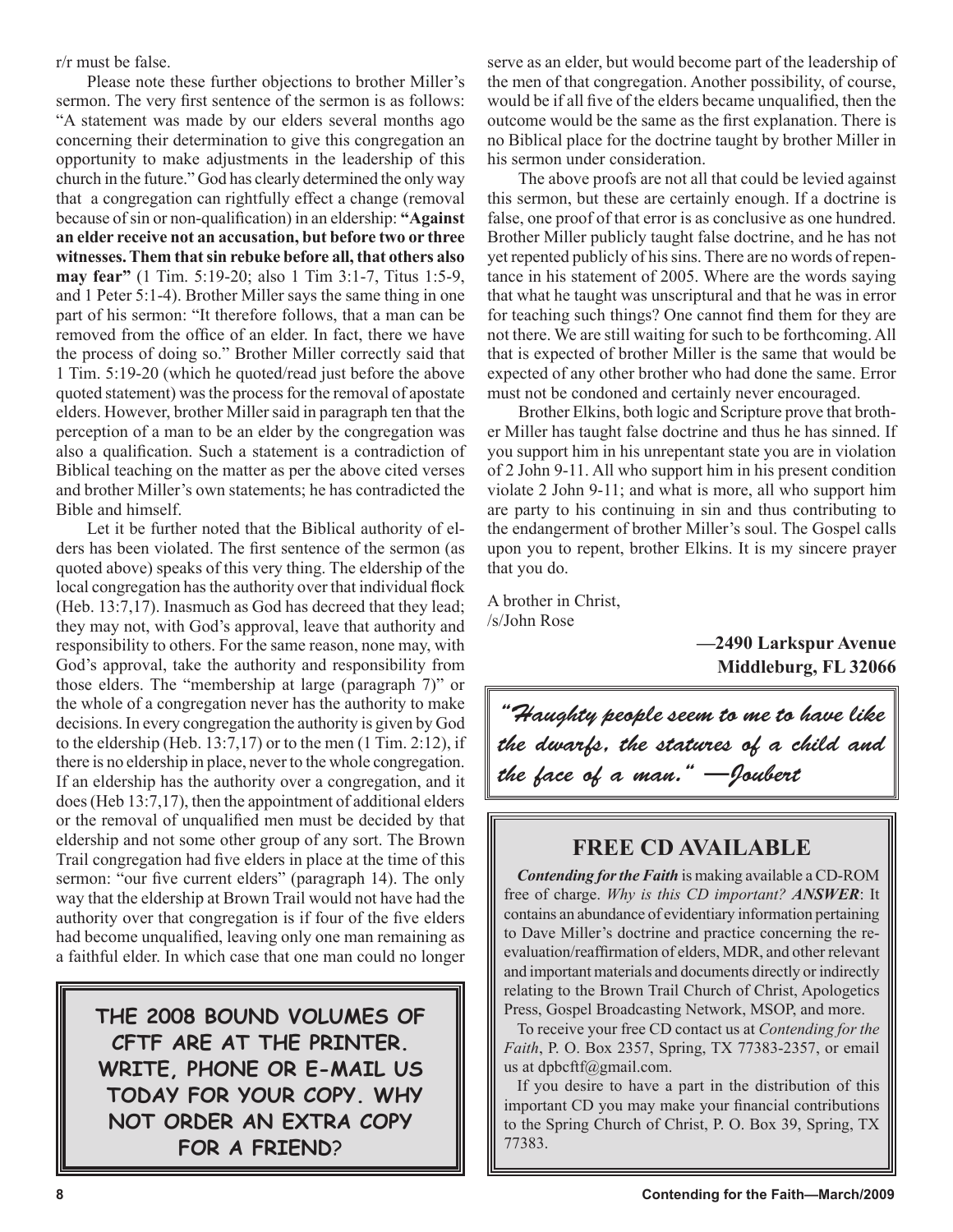r/r must be false.

Please note these further objections to brother Miller's sermon. The very first sentence of the sermon is as follows: "A statement was made by our elders several months ago concerning their determination to give this congregation an opportunity to make adjustments in the leadership of this church in the future." God has clearly determined the only way that a congregation can rightfully effect a change (removal because of sin or non-qualification) in an eldership: **"Against an elder receive not an accusation, but before two or three witnesses. Them that sin rebuke before all, that others also may fear"** (1 Tim. 5:19-20; also 1 Tim 3:1-7, Titus 1:5-9, and 1 Peter 5:1-4). Brother Miller says the same thing in one part of his sermon: "It therefore follows, that a man can be removed from the office of an elder. In fact, there we have the process of doing so." Brother Miller correctly said that 1 Tim. 5:19-20 (which he quoted/read just before the above quoted statement) was the process for the removal of apostate elders. However, brother Miller said in paragraph ten that the perception of a man to be an elder by the congregation was also a qualification. Such a statement is a contradiction of Biblical teaching on the matter as per the above cited verses and brother Miller's own statements; he has contradicted the Bible and himself.

Let it be further noted that the Biblical authority of elders has been violated. The first sentence of the sermon (as quoted above) speaks of this very thing. The eldership of the local congregation has the authority over that individual flock (Heb. 13:7,17). Inasmuch as God has decreed that they lead; they may not, with God's approval, leave that authority and responsibility to others. For the same reason, none may, with God's approval, take the authority and responsibility from those elders. The "membership at large (paragraph 7)" or the whole of a congregation never has the authority to make decisions. In every congregation the authority is given by God to the eldership (Heb. 13:7,17) or to the men (1 Tim. 2:12), if there is no eldership in place, never to the whole congregation. If an eldership has the authority over a congregation, and it does (Heb 13:7,17), then the appointment of additional elders or the removal of unqualified men must be decided by that eldership and not some other group of any sort. The Brown Trail congregation had five elders in place at the time of this sermon: "our five current elders" (paragraph 14). The only way that the eldership at Brown Trail would not have had the authority over that congregation is if four of the five elders had become unqualified, leaving only one man remaining as a faithful elder. In which case that one man could no longer serve as an elder, but would become part of the leadership of the men of that congregation. Another possibility, of course, would be if all five of the elders became unqualified, then the outcome would be the same as the first explanation. There is no Biblical place for the doctrine taught by brother Miller in his sermon under consideration.

The above proofs are not all that could be levied against this sermon, but these are certainly enough. If a doctrine is false, one proof of that error is as conclusive as one hundred. Brother Miller publicly taught false doctrine, and he has not yet repented publicly of his sins. There are no words of repentance in his statement of 2005. Where are the words saying that what he taught was unscriptural and that he was in error for teaching such things? One cannot find them for they are not there. We are still waiting for such to be forthcoming. All that is expected of brother Miller is the same that would be expected of any other brother who had done the same. Error must not be condoned and certainly never encouraged.

Brother Elkins, both logic and Scripture prove that brother Miller has taught false doctrine and thus he has sinned. If you support him in his unrepentant state you are in violation of 2 John 9-11. All who support him in his present condition violate 2 John 9-11; and what is more, all who support him are party to his continuing in sin and thus contributing to the endangerment of brother Miller's soul. The Gospel calls upon you to repent, brother Elkins. It is my sincere prayer that you do.

A brother in Christ,
/s/John Rose

**—2490 Larkspur Avenue**
**Middleburg, FL 32066**

---

*"Haughty people seem to me to have like the dwarfs, the statures of a child and the face of a man." —Joubert*

---

**THE 2008 BOUND VOLUMES OF CFTF ARE AT THE PRINTER. WRITE, PHONE OR E-MAIL US TODAY FOR YOUR COPY. WHY NOT ORDER AN EXTRA COPY FOR A FRIEND?**

---

## FREE CD AVAILABLE

***Contending for the Faith*** is making available a CD-ROM free of charge. *Why is this CD important?* ***ANSWER***: It contains an abundance of evidentiary information pertaining to Dave Miller's doctrine and practice concerning the re-evaluation/reaffirmation of elders, MDR, and other relevant and important materials and documents directly or indirectly relating to the Brown Trail Church of Christ, Apologetics Press, Gospel Broadcasting Network, MSOP, and more.

To receive your free CD contact us at *Contending for the Faith*, P. O. Box 2357, Spring, TX 77383-2357, or email us at dpbcftf@gmail.com.

If you desire to have a part in the distribution of this important CD you may make your financial contributions to the Spring Church of Christ, P. O. Box 39, Spring, TX 77383.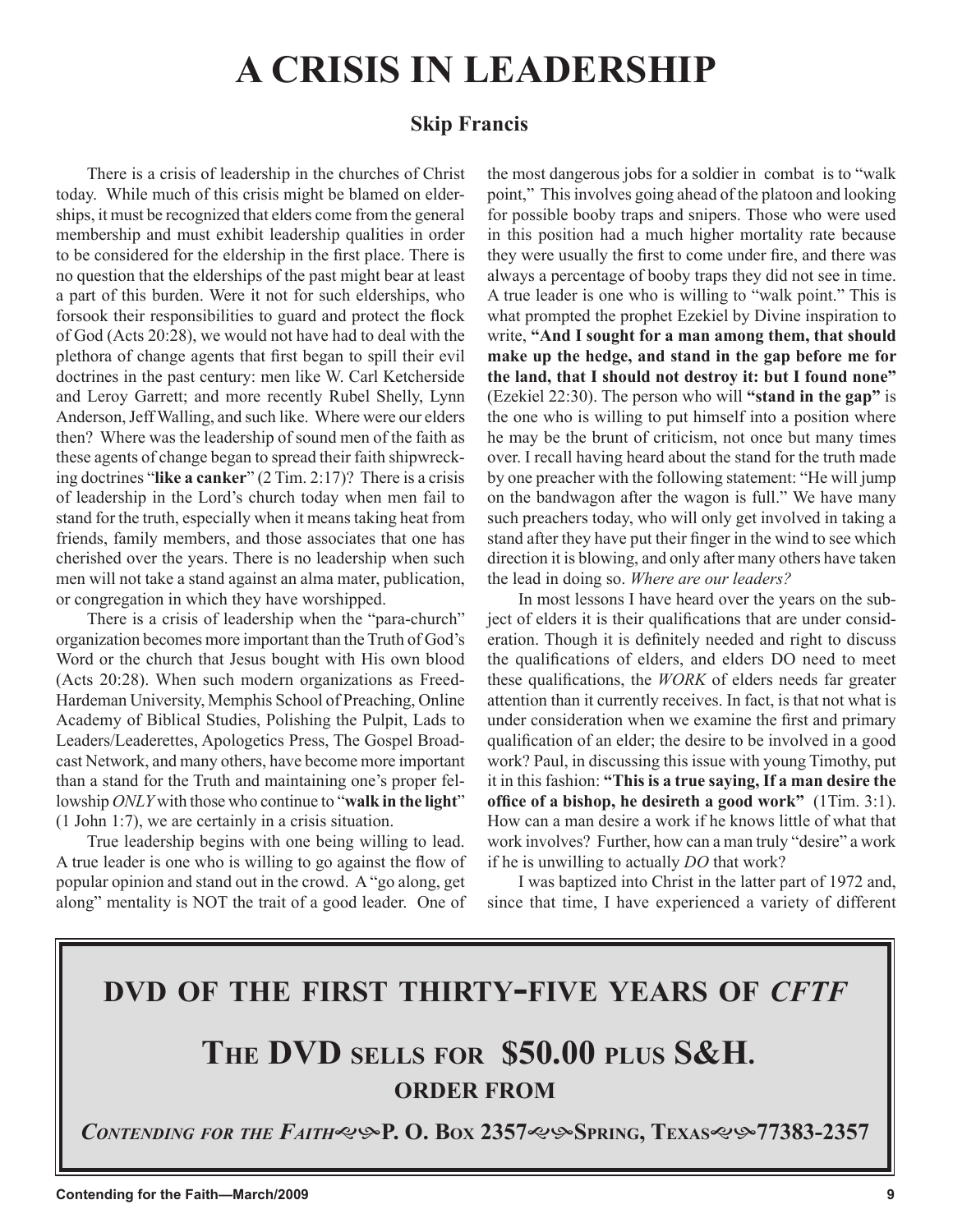# A CRISIS IN LEADERSHIP

### Skip Francis

There is a crisis of leadership in the churches of Christ today. While much of this crisis might be blamed on elderships, it must be recognized that elders come from the general membership and must exhibit leadership qualities in order to be considered for the eldership in the first place. There is no question that the elderships of the past might bear at least a part of this burden. Were it not for such elderships, who forsook their responsibilities to guard and protect the flock of God (Acts 20:28), we would not have had to deal with the plethora of change agents that first began to spill their evil doctrines in the past century: men like W. Carl Ketcherside and Leroy Garrett; and more recently Rubel Shelly, Lynn Anderson, Jeff Walling, and such like. Where were our elders then? Where was the leadership of sound men of the faith as these agents of change began to spread their faith shipwrecking doctrines "**like a canker**" (2 Tim. 2:17)? There is a crisis of leadership in the Lord's church today when men fail to stand for the truth, especially when it means taking heat from friends, family members, and those associates that one has cherished over the years. There is no leadership when such men will not take a stand against an alma mater, publication, or congregation in which they have worshipped.

There is a crisis of leadership when the "para-church" organization becomes more important than the Truth of God's Word or the church that Jesus bought with His own blood (Acts 20:28). When such modern organizations as Freed-Hardeman University, Memphis School of Preaching, Online Academy of Biblical Studies, Polishing the Pulpit, Lads to Leaders/Leaderettes, Apologetics Press, The Gospel Broadcast Network, and many others, have become more important than a stand for the Truth and maintaining one's proper fellowship *ONLY* with those who continue to "**walk in the light**" (1 John 1:7), we are certainly in a crisis situation.

True leadership begins with one being willing to lead. A true leader is one who is willing to go against the flow of popular opinion and stand out in the crowd. A "go along, get along" mentality is NOT the trait of a good leader. One of the most dangerous jobs for a soldier in combat is to "walk point," This involves going ahead of the platoon and looking for possible booby traps and snipers. Those who were used in this position had a much higher mortality rate because they were usually the first to come under fire, and there was always a percentage of booby traps they did not see in time. A true leader is one who is willing to "walk point." This is what prompted the prophet Ezekiel by Divine inspiration to write, **"And I sought for a man among them, that should make up the hedge, and stand in the gap before me for the land, that I should not destroy it: but I found none"** (Ezekiel 22:30). The person who will **"stand in the gap"** is the one who is willing to put himself into a position where he may be the brunt of criticism, not once but many times over. I recall having heard about the stand for the truth made by one preacher with the following statement: "He will jump on the bandwagon after the wagon is full." We have many such preachers today, who will only get involved in taking a stand after they have put their finger in the wind to see which direction it is blowing, and only after many others have taken the lead in doing so. *Where are our leaders?*

In most lessons I have heard over the years on the subject of elders it is their qualifications that are under consideration. Though it is definitely needed and right to discuss the qualifications of elders, and elders DO need to meet these qualifications, the *WORK* of elders needs far greater attention than it currently receives. In fact, is that not what is under consideration when we examine the first and primary qualification of an elder; the desire to be involved in a good work? Paul, in discussing this issue with young Timothy, put it in this fashion: **"This is a true saying, If a man desire the office of a bishop, he desireth a good work"** (1Tim. 3:1). How can a man desire a work if he knows little of what that work involves? Further, how can a man truly "desire" a work if he is unwilling to actually *DO* that work?

I was baptized into Christ in the latter part of 1972 and, since that time, I have experienced a variety of different

---

**DVD OF THE FIRST THIRTY-FIVE YEARS OF *CFTF***

**THE DVD SELLS FOR $50.00 PLUS S&H.**

**ORDER FROM**

***CONTENDING FOR THE FAITH*** **P. O. BOX 2357 SPRING, TEXAS 77383-2357**

---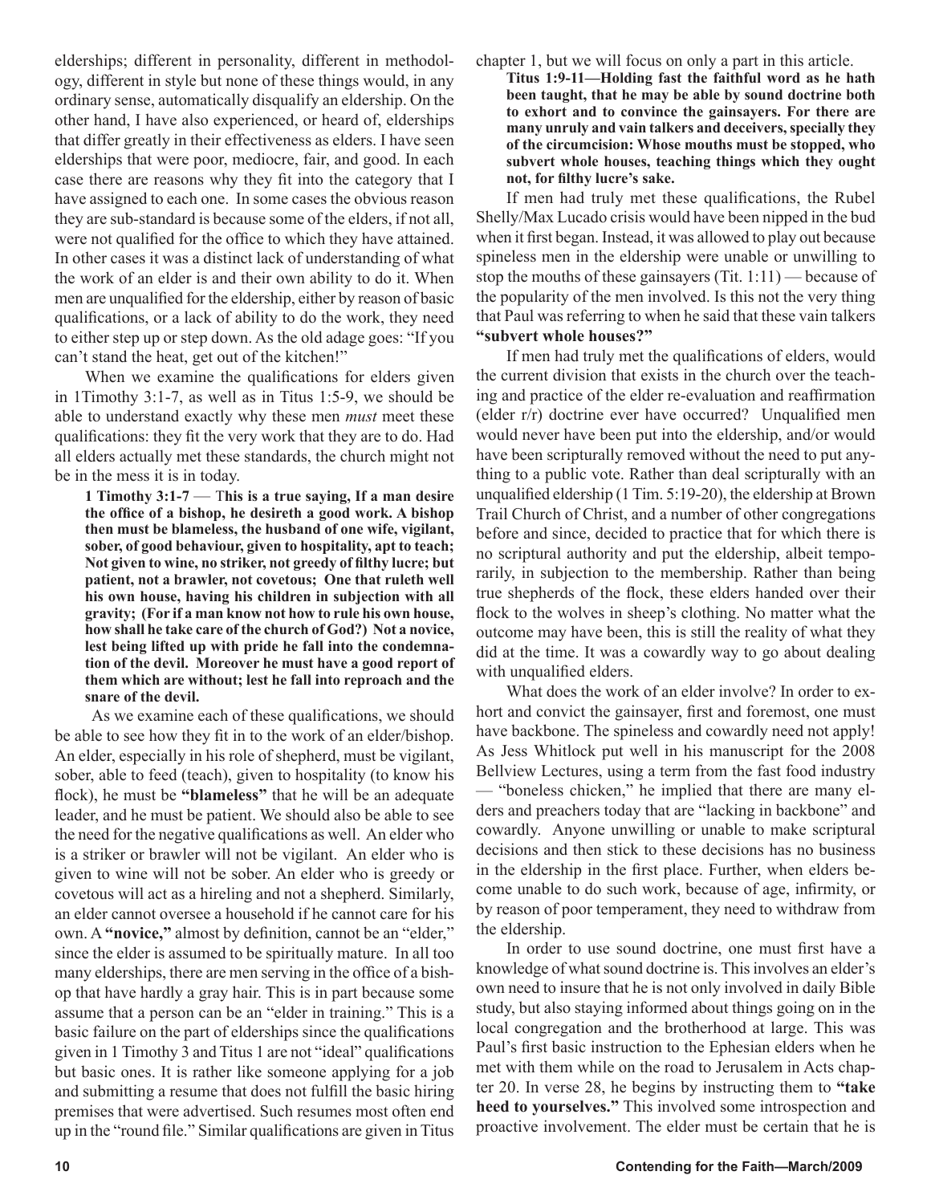elderships; different in personality, different in methodology, different in style but none of these things would, in any ordinary sense, automatically disqualify an eldership. On the other hand, I have also experienced, or heard of, elderships that differ greatly in their effectiveness as elders. I have seen elderships that were poor, mediocre, fair, and good. In each case there are reasons why they fit into the category that I have assigned to each one. In some cases the obvious reason they are sub-standard is because some of the elders, if not all, were not qualified for the office to which they have attained. In other cases it was a distinct lack of understanding of what the work of an elder is and their own ability to do it. When men are unqualified for the eldership, either by reason of basic qualifications, or a lack of ability to do the work, they need to either step up or step down. As the old adage goes: "If you can't stand the heat, get out of the kitchen!"

When we examine the qualifications for elders given in 1Timothy 3:1-7, as well as in Titus 1:5-9, we should be able to understand exactly why these men *must* meet these qualifications: they fit the very work that they are to do. Had all elders actually met these standards, the church might not be in the mess it is in today.

> **1 Timothy 3:1-7 — This is a true saying, If a man desire the office of a bishop, he desireth a good work. A bishop then must be blameless, the husband of one wife, vigilant, sober, of good behaviour, given to hospitality, apt to teach; Not given to wine, no striker, not greedy of filthy lucre; but patient, not a brawler, not covetous; One that ruleth well his own house, having his children in subjection with all gravity; (For if a man know not how to rule his own house, how shall he take care of the church of God?) Not a novice, lest being lifted up with pride he fall into the condemnation of the devil. Moreover he must have a good report of them which are without; lest he fall into reproach and the snare of the devil.**

As we examine each of these qualifications, we should be able to see how they fit in to the work of an elder/bishop. An elder, especially in his role of shepherd, must be vigilant, sober, able to feed (teach), given to hospitality (to know his flock), he must be **"blameless"** that he will be an adequate leader, and he must be patient. We should also be able to see the need for the negative qualifications as well. An elder who is a striker or brawler will not be vigilant. An elder who is given to wine will not be sober. An elder who is greedy or covetous will act as a hireling and not a shepherd. Similarly, an elder cannot oversee a household if he cannot care for his own. A **"novice,"** almost by definition, cannot be an "elder," since the elder is assumed to be spiritually mature. In all too many elderships, there are men serving in the office of a bishop that have hardly a gray hair. This is in part because some assume that a person can be an "elder in training." This is a basic failure on the part of elderships since the qualifications given in 1 Timothy 3 and Titus 1 are not "ideal" qualifications but basic ones. It is rather like someone applying for a job and submitting a resume that does not fulfill the basic hiring premises that were advertised. Such resumes most often end up in the "round file." Similar qualifications are given in Titus chapter 1, but we will focus on only a part in this article.

> **Titus 1:9-11—Holding fast the faithful word as he hath been taught, that he may be able by sound doctrine both to exhort and to convince the gainsayers. For there are many unruly and vain talkers and deceivers, specially they of the circumcision: Whose mouths must be stopped, who subvert whole houses, teaching things which they ought not, for filthy lucre's sake.**

If men had truly met these qualifications, the Rubel Shelly/Max Lucado crisis would have been nipped in the bud when it first began. Instead, it was allowed to play out because spineless men in the eldership were unable or unwilling to stop the mouths of these gainsayers (Tit. 1:11) — because of the popularity of the men involved. Is this not the very thing that Paul was referring to when he said that these vain talkers **"subvert whole houses?"**

If men had truly met the qualifications of elders, would the current division that exists in the church over the teaching and practice of the elder re-evaluation and reaffirmation (elder r/r) doctrine ever have occurred? Unqualified men would never have been put into the eldership, and/or would have been scripturally removed without the need to put anything to a public vote. Rather than deal scripturally with an unqualified eldership (1 Tim. 5:19-20), the eldership at Brown Trail Church of Christ, and a number of other congregations before and since, decided to practice that for which there is no scriptural authority and put the eldership, albeit temporarily, in subjection to the membership. Rather than being true shepherds of the flock, these elders handed over their flock to the wolves in sheep's clothing. No matter what the outcome may have been, this is still the reality of what they did at the time. It was a cowardly way to go about dealing with unqualified elders.

What does the work of an elder involve? In order to exhort and convict the gainsayer, first and foremost, one must have backbone. The spineless and cowardly need not apply! As Jess Whitlock put well in his manuscript for the 2008 Bellview Lectures, using a term from the fast food industry — "boneless chicken," he implied that there are many elders and preachers today that are "lacking in backbone" and cowardly. Anyone unwilling or unable to make scriptural decisions and then stick to these decisions has no business in the eldership in the first place. Further, when elders become unable to do such work, because of age, infirmity, or by reason of poor temperament, they need to withdraw from the eldership.

In order to use sound doctrine, one must first have a knowledge of what sound doctrine is. This involves an elder's own need to insure that he is not only involved in daily Bible study, but also staying informed about things going on in the local congregation and the brotherhood at large. This was Paul's first basic instruction to the Ephesian elders when he met with them while on the road to Jerusalem in Acts chapter 20. In verse 28, he begins by instructing them to **"take heed to yourselves."** This involved some introspection and proactive involvement. The elder must be certain that he is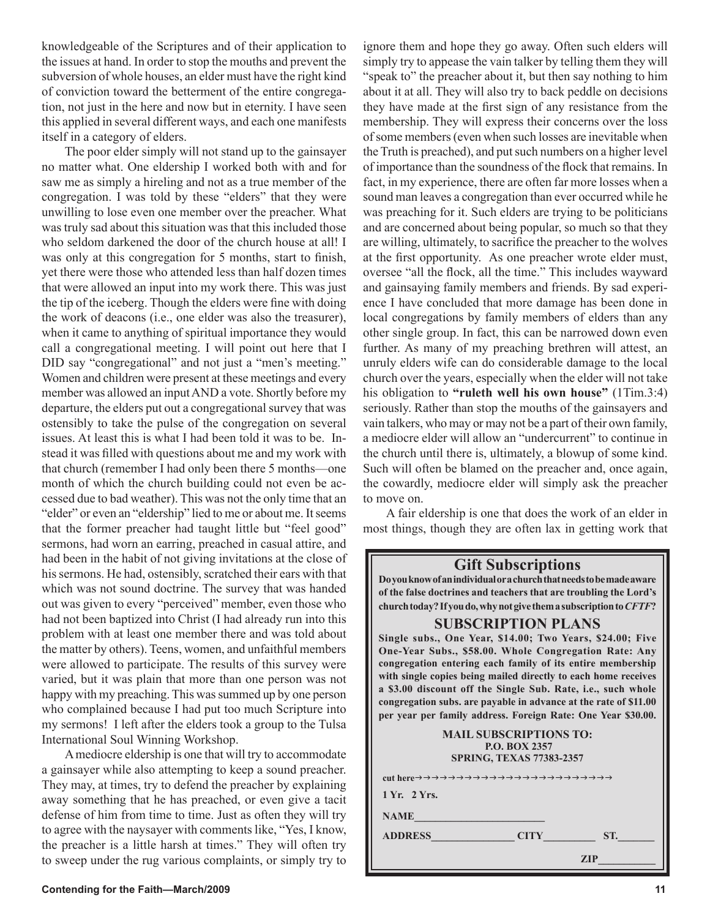knowledgeable of the Scriptures and of their application to the issues at hand. In order to stop the mouths and prevent the subversion of whole houses, an elder must have the right kind of conviction toward the betterment of the entire congregation, not just in the here and now but in eternity. I have seen this applied in several different ways, and each one manifests itself in a category of elders.

The poor elder simply will not stand up to the gainsayer no matter what. One eldership I worked both with and for saw me as simply a hireling and not as a true member of the congregation. I was told by these "elders" that they were unwilling to lose even one member over the preacher. What was truly sad about this situation was that this included those who seldom darkened the door of the church house at all! I was only at this congregation for 5 months, start to finish, yet there were those who attended less than half dozen times that were allowed an input into my work there. This was just the tip of the iceberg. Though the elders were fine with doing the work of deacons (i.e., one elder was also the treasurer), when it came to anything of spiritual importance they would call a congregational meeting. I will point out here that I DID say "congregational" and not just a "men's meeting." Women and children were present at these meetings and every member was allowed an input AND a vote. Shortly before my departure, the elders put out a congregational survey that was ostensibly to take the pulse of the congregation on several issues. At least this is what I had been told it was to be. Instead it was filled with questions about me and my work with that church (remember I had only been there 5 months—one month of which the church building could not even be accessed due to bad weather). This was not the only time that an "elder" or even an "eldership" lied to me or about me. It seems that the former preacher had taught little but "feel good" sermons, had worn an earring, preached in casual attire, and had been in the habit of not giving invitations at the close of his sermons. He had, ostensibly, scratched their ears with that which was not sound doctrine. The survey that was handed out was given to every "perceived" member, even those who had not been baptized into Christ (I had already run into this problem with at least one member there and was told about the matter by others). Teens, women, and unfaithful members were allowed to participate. The results of this survey were varied, but it was plain that more than one person was not happy with my preaching. This was summed up by one person who complained because I had put too much Scripture into my sermons! I left after the elders took a group to the Tulsa International Soul Winning Workshop.

A mediocre eldership is one that will try to accommodate a gainsayer while also attempting to keep a sound preacher. They may, at times, try to defend the preacher by explaining away something that he has preached, or even give a tacit defense of him from time to time. Just as often they will try to agree with the naysayer with comments like, "Yes, I know, the preacher is a little harsh at times." They will often try to sweep under the rug various complaints, or simply try to ignore them and hope they go away. Often such elders will simply try to appease the vain talker by telling them they will "speak to" the preacher about it, but then say nothing to him about it at all. They will also try to back peddle on decisions they have made at the first sign of any resistance from the membership. They will express their concerns over the loss of some members (even when such losses are inevitable when the Truth is preached), and put such numbers on a higher level of importance than the soundness of the flock that remains. In fact, in my experience, there are often far more losses when a sound man leaves a congregation than ever occurred while he was preaching for it. Such elders are trying to be politicians and are concerned about being popular, so much so that they are willing, ultimately, to sacrifice the preacher to the wolves at the first opportunity. As one preacher wrote elder must, oversee "all the flock, all the time." This includes wayward and gainsaying family members and friends. By sad experience I have concluded that more damage has been done in local congregations by family members of elders than any other single group. In fact, this can be narrowed down even further. As many of my preaching brethren will attest, an unruly elders wife can do considerable damage to the local church over the years, especially when the elder will not take his obligation to **"ruleth well his own house"** (1Tim.3:4) seriously. Rather than stop the mouths of the gainsayers and vain talkers, who may or may not be a part of their own family, a mediocre elder will allow an "undercurrent" to continue in the church until there is, ultimately, a blowup of some kind. Such will often be blamed on the preacher and, once again, the cowardly, mediocre elder will simply ask the preacher to move on.

A fair eldership is one that does the work of an elder in most things, though they are often lax in getting work that

## Gift Subscriptions

**Do you know of an individual or a church that needs to be made aware of the false doctrines and teachers that are troubling the Lord's church today? If you do, why not give them a subscription to *CFTF*?**

### SUBSCRIPTION PLANS

**Single subs., One Year, $14.00; Two Years, $24.00; Five One-Year Subs., $58.00. Whole Congregation Rate: Any congregation entering each family of its entire membership with single copies being mailed directly to each home receives a $3.00 discount off the Single Sub. Rate, i.e., such whole congregation subs. are payable in advance at the rate of $11.00 per year per family address. Foreign Rate: One Year $30.00.**

**MAIL SUBSCRIPTIONS TO:**
**P.O. BOX 2357**
**SPRING, TEXAS 77383-2357**

**cut here→→→→→→→→→→→→→→→→→→→→→→→→→**

**1 Yr. 2 Yrs.**

**NAME________________________**

**ADDRESS________________ CITY__________ ST._______**

**ZIP__________**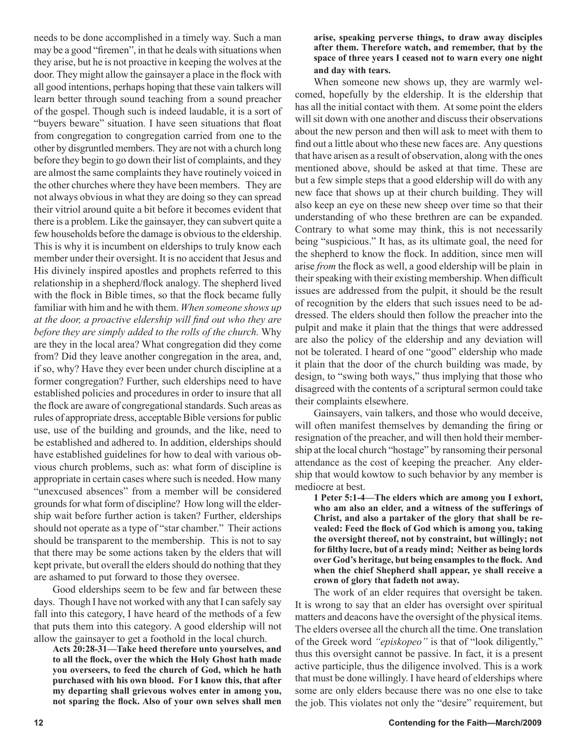needs to be done accomplished in a timely way. Such a man may be a good "firemen", in that he deals with situations when they arise, but he is not proactive in keeping the wolves at the door. They might allow the gainsayer a place in the flock with all good intentions, perhaps hoping that these vain talkers will learn better through sound teaching from a sound preacher of the gospel. Though such is indeed laudable, it is a sort of "buyers beware" situation. I have seen situations that float from congregation to congregation carried from one to the other by disgruntled members. They are not with a church long before they begin to go down their list of complaints, and they are almost the same complaints they have routinely voiced in the other churches where they have been members. They are not always obvious in what they are doing so they can spread their vitriol around quite a bit before it becomes evident that there is a problem. Like the gainsayer, they can subvert quite a few households before the damage is obvious to the eldership. This is why it is incumbent on elderships to truly know each member under their oversight. It is no accident that Jesus and His divinely inspired apostles and prophets referred to this relationship in a shepherd/flock analogy. The shepherd lived with the flock in Bible times, so that the flock became fully familiar with him and he with them. *When someone shows up at the door, a proactive eldership will find out who they are before they are simply added to the rolls of the church.* Why are they in the local area? What congregation did they come from? Did they leave another congregation in the area, and, if so, why? Have they ever been under church discipline at a former congregation? Further, such elderships need to have established policies and procedures in order to insure that all the flock are aware of congregational standards. Such areas as rules of appropriate dress, acceptable Bible versions for public use, use of the building and grounds, and the like, need to be established and adhered to. In addition, elderships should have established guidelines for how to deal with various obvious church problems, such as: what form of discipline is appropriate in certain cases where such is needed. How many "unexcused absences" from a member will be considered grounds for what form of discipline? How long will the eldership wait before further action is taken? Further, elderships should not operate as a type of "star chamber." Their actions should be transparent to the membership. This is not to say that there may be some actions taken by the elders that will kept private, but overall the elders should do nothing that they are ashamed to put forward to those they oversee.

Good elderships seem to be few and far between these days. Though I have not worked with any that I can safely say fall into this category, I have heard of the methods of a few that puts them into this category. A good eldership will not allow the gainsayer to get a foothold in the local church.

**Acts 20:28-31—Take heed therefore unto yourselves, and to all the flock, over the which the Holy Ghost hath made you overseers, to feed the church of God, which he hath purchased with his own blood. For I know this, that after my departing shall grievous wolves enter in among you, not sparing the flock. Also of your own selves shall men arise, speaking perverse things, to draw away disciples after them. Therefore watch, and remember, that by the space of three years I ceased not to warn every one night and day with tears.**

When someone new shows up, they are warmly welcomed, hopefully by the eldership. It is the eldership that has all the initial contact with them. At some point the elders will sit down with one another and discuss their observations about the new person and then will ask to meet with them to find out a little about who these new faces are. Any questions that have arisen as a result of observation, along with the ones mentioned above, should be asked at that time. These are but a few simple steps that a good eldership will do with any new face that shows up at their church building. They will also keep an eye on these new sheep over time so that their understanding of who these brethren are can be expanded. Contrary to what some may think, this is not necessarily being "suspicious." It has, as its ultimate goal, the need for the shepherd to know the flock. In addition, since men will arise *from* the flock as well, a good eldership will be plain in their speaking with their existing membership. When difficult issues are addressed from the pulpit, it should be the result of recognition by the elders that such issues need to be addressed. The elders should then follow the preacher into the pulpit and make it plain that the things that were addressed are also the policy of the eldership and any deviation will not be tolerated. I heard of one "good" eldership who made it plain that the door of the church building was made, by design, to "swing both ways," thus implying that those who disagreed with the contents of a scriptural sermon could take their complaints elsewhere.

Gainsayers, vain talkers, and those who would deceive, will often manifest themselves by demanding the firing or resignation of the preacher, and will then hold their membership at the local church "hostage" by ransoming their personal attendance as the cost of keeping the preacher. Any eldership that would kowtow to such behavior by any member is mediocre at best.

**1 Peter 5:1-4—The elders which are among you I exhort, who am also an elder, and a witness of the sufferings of Christ, and also a partaker of the glory that shall be revealed: Feed the flock of God which is among you, taking the oversight thereof, not by constraint, but willingly; not for filthy lucre, but of a ready mind; Neither as being lords over God's heritage, but being ensamples to the flock. And when the chief Shepherd shall appear, ye shall receive a crown of glory that fadeth not away.**

The work of an elder requires that oversight be taken. It is wrong to say that an elder has oversight over spiritual matters and deacons have the oversight of the physical items. The elders oversee all the church all the time. One translation of the Greek word *"episkopeo"* is that of "look diligently," thus this oversight cannot be passive. In fact, it is a present active participle, thus the diligence involved. This is a work that must be done willingly. I have heard of elderships where some are only elders because there was no one else to take the job. This violates not only the "desire" requirement, but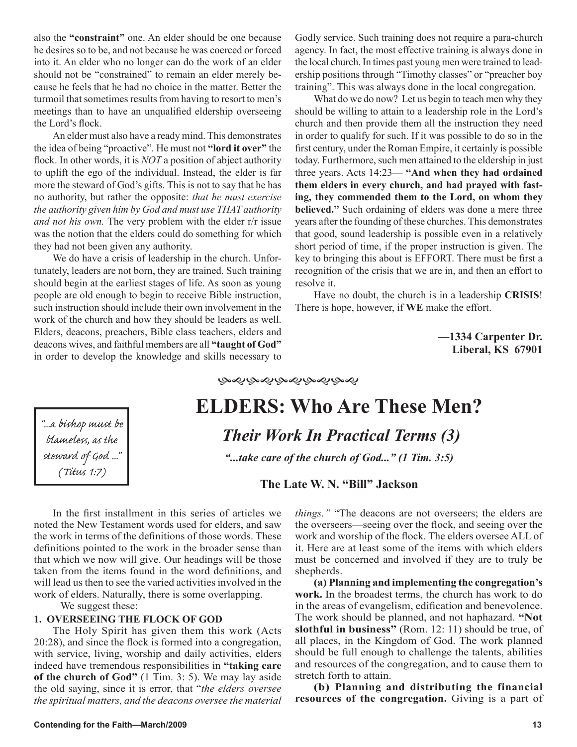also the **"constraint"** one. An elder should be one because he desires so to be, and not because he was coerced or forced into it. An elder who no longer can do the work of an elder should not be "constrained" to remain an elder merely because he feels that he had no choice in the matter. Better the turmoil that sometimes results from having to resort to men's meetings than to have an unqualified eldership overseeing the Lord's flock.

An elder must also have a ready mind. This demonstrates the idea of being "proactive". He must not **"lord it over"** the flock. In other words, it is *NOT* a position of abject authority to uplift the ego of the individual. Instead, the elder is far more the steward of God's gifts. This is not to say that he has no authority, but rather the opposite: *that he must exercise the authority given him by God and must use THAT authority and not his own.* The very problem with the elder r/r issue was the notion that the elders could do something for which they had not been given any authority.

We do have a crisis of leadership in the church. Unfortunately, leaders are not born, they are trained. Such training should begin at the earliest stages of life. As soon as young people are old enough to begin to receive Bible instruction, such instruction should include their own involvement in the work of the church and how they should be leaders as well. Elders, deacons, preachers, Bible class teachers, elders and deacons wives, and faithful members are all **"taught of God"** in order to develop the knowledge and skills necessary to Godly service. Such training does not require a para-church agency. In fact, the most effective training is always done in the local church. In times past young men were trained to leadership positions through "Timothy classes" or "preacher boy training". This was always done in the local congregation.

What do we do now? Let us begin to teach men why they should be willing to attain to a leadership role in the Lord's church and then provide them all the instruction they need in order to qualify for such. If it was possible to do so in the first century, under the Roman Empire, it certainly is possible today. Furthermore, such men attained to the eldership in just three years. Acts 14:23— **"And when they had ordained them elders in every church, and had prayed with fasting, they commended them to the Lord, on whom they believed."** Such ordaining of elders was done a mere three years after the founding of these churches. This demonstrates that good, sound leadership is possible even in a relatively short period of time, if the proper instruction is given. The key to bringing this about is EFFORT. There must be first a recognition of the crisis that we are in, and then an effort to resolve it.

Have no doubt, the church is in a leadership **CRISIS**! There is hope, however, if **WE** make the effort.

**—1334 Carpenter Dr.**
**Liberal, KS 67901**

# ELDERS: Who Are These Men?

## *Their Work In Practical Terms (3)*

***"...take care of the church of God..." (1 Tim. 3:5)***

**The Late W. N. "Bill" Jackson**

> *"...a bishop must be blameless, as the steward of God ..." (Titus 1:7)*

In the first installment in this series of articles we noted the New Testament words used for elders, and saw the work in terms of the definitions of those words. These definitions pointed to the work in the broader sense than that which we now will give. Our headings will be those taken from the items found in the word definitions, and will lead us then to see the varied activities involved in the work of elders. Naturally, there is some overlapping.

We suggest these:

**1. OVERSEEING THE FLOCK OF GOD**

The Holy Spirit has given them this work (Acts 20:28), and since the flock is formed into a congregation, with service, living, worship and daily activities, elders indeed have tremendous responsibilities in **"taking care of the church of God"** (1 Tim. 3: 5). We may lay aside the old saying, since it is error, that "*the elders oversee the spiritual matters, and the deacons oversee the material things."* "The deacons are not overseers; the elders are the overseers—seeing over the flock, and seeing over the work and worship of the flock. The elders oversee ALL of it. Here are at least some of the items with which elders must be concerned and involved if they are to truly be shepherds.

**(a) Planning and implementing the congregation's work.** In the broadest terms, the church has work to do in the areas of evangelism, edification and benevolence. The work should be planned, and not haphazard. **"Not slothful in business"** (Rom. 12: 11) should be true, of all places, in the Kingdom of God. The work planned should be full enough to challenge the talents, abilities and resources of the congregation, and to cause them to stretch forth to attain.

**(b) Planning and distributing the financial resources of the congregation.** Giving is a part of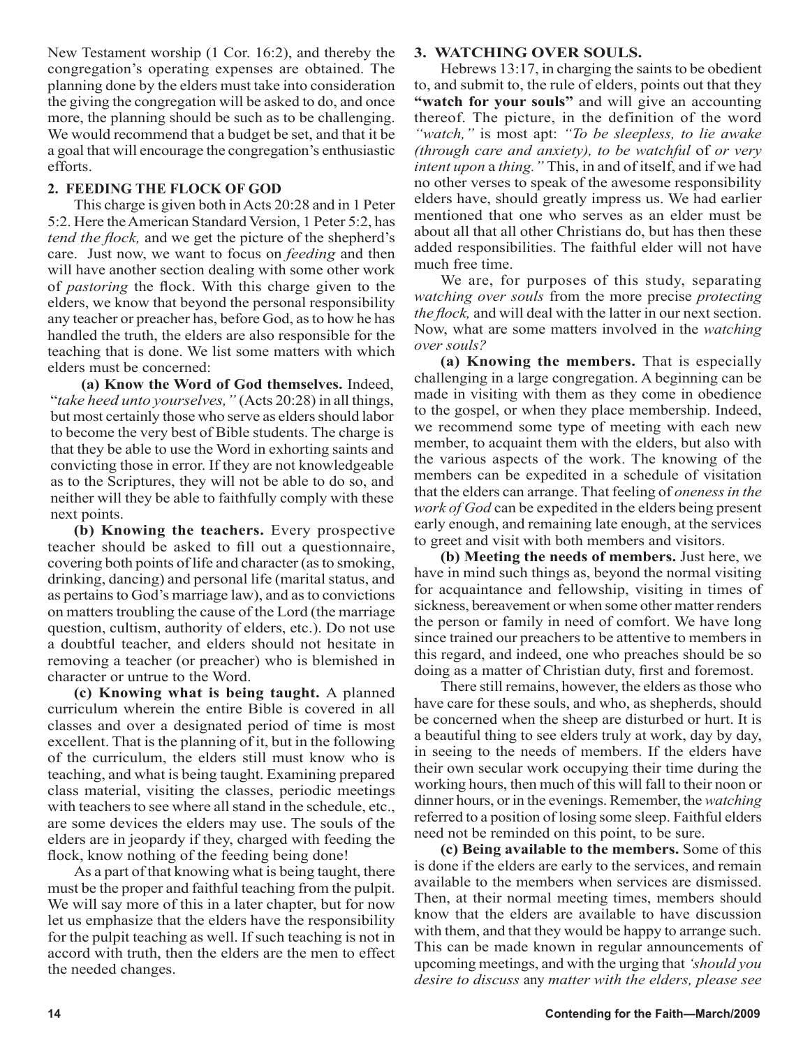New Testament worship (1 Cor. 16:2), and thereby the congregation's operating expenses are obtained. The planning done by the elders must take into consideration the giving the congregation will be asked to do, and once more, the planning should be such as to be challenging. We would recommend that a budget be set, and that it be a goal that will encourage the congregation's enthusiastic efforts.

### 2. FEEDING THE FLOCK OF GOD

This charge is given both in Acts 20:28 and in 1 Peter 5:2. Here the American Standard Version, 1 Peter 5:2, has *tend the flock,* and we get the picture of the shepherd's care. Just now, we want to focus on *feeding* and then will have another section dealing with some other work of *pastoring* the flock. With this charge given to the elders, we know that beyond the personal responsibility any teacher or preacher has, before God, as to how he has handled the truth, the elders are also responsible for the teaching that is done. We list some matters with which elders must be concerned:

**(a) Know the Word of God themselves.** Indeed, "*take heed unto yourselves,"* (Acts 20:28) in all things, but most certainly those who serve as elders should labor to become the very best of Bible students. The charge is that they be able to use the Word in exhorting saints and convicting those in error. If they are not knowledgeable as to the Scriptures, they will not be able to do so, and neither will they be able to faithfully comply with these next points.

**(b) Knowing the teachers.** Every prospective teacher should be asked to fill out a questionnaire, covering both points of life and character (as to smoking, drinking, dancing) and personal life (marital status, and as pertains to God's marriage law), and as to convictions on matters troubling the cause of the Lord (the marriage question, cultism, authority of elders, etc.). Do not use a doubtful teacher, and elders should not hesitate in removing a teacher (or preacher) who is blemished in character or untrue to the Word.

**(c) Knowing what is being taught.** A planned curriculum wherein the entire Bible is covered in all classes and over a designated period of time is most excellent. That is the planning of it, but in the following of the curriculum, the elders still must know who is teaching, and what is being taught. Examining prepared class material, visiting the classes, periodic meetings with teachers to see where all stand in the schedule, etc., are some devices the elders may use. The souls of the elders are in jeopardy if they, charged with feeding the flock, know nothing of the feeding being done!

As a part of that knowing what is being taught, there must be the proper and faithful teaching from the pulpit. We will say more of this in a later chapter, but for now let us emphasize that the elders have the responsibility for the pulpit teaching as well. If such teaching is not in accord with truth, then the elders are the men to effect the needed changes.

### 3. WATCHING OVER SOULS.

Hebrews 13:17, in charging the saints to be obedient to, and submit to, the rule of elders, points out that they **"watch for your souls"** and will give an accounting thereof. The picture, in the definition of the word *"watch,"* is most apt: *"To be sleepless, to lie awake (through care and anxiety), to be watchful* of *or very intent upon* a *thing."* This, in and of itself, and if we had no other verses to speak of the awesome responsibility elders have, should greatly impress us. We had earlier mentioned that one who serves as an elder must be about all that all other Christians do, but has then these added responsibilities. The faithful elder will not have much free time.

We are, for purposes of this study, separating *watching over souls* from the more precise *protecting the flock,* and will deal with the latter in our next section. Now, what are some matters involved in the *watching over souls?*

**(a) Knowing the members.** That is especially challenging in a large congregation. A beginning can be made in visiting with them as they come in obedience to the gospel, or when they place membership. Indeed, we recommend some type of meeting with each new member, to acquaint them with the elders, but also with the various aspects of the work. The knowing of the members can be expedited in a schedule of visitation that the elders can arrange. That feeling of *oneness in the work of God* can be expedited in the elders being present early enough, and remaining late enough, at the services to greet and visit with both members and visitors.

**(b) Meeting the needs of members.** Just here, we have in mind such things as, beyond the normal visiting for acquaintance and fellowship, visiting in times of sickness, bereavement or when some other matter renders the person or family in need of comfort. We have long since trained our preachers to be attentive to members in this regard, and indeed, one who preaches should be so doing as a matter of Christian duty, first and foremost.

There still remains, however, the elders as those who have care for these souls, and who, as shepherds, should be concerned when the sheep are disturbed or hurt. It is a beautiful thing to see elders truly at work, day by day, in seeing to the needs of members. If the elders have their own secular work occupying their time during the working hours, then much of this will fall to their noon or dinner hours, or in the evenings. Remember, the *watching* referred to a position of losing some sleep. Faithful elders need not be reminded on this point, to be sure.

**(c) Being available to the members.** Some of this is done if the elders are early to the services, and remain available to the members when services are dismissed. Then, at their normal meeting times, members should know that the elders are available to have discussion with them, and that they would be happy to arrange such. This can be made known in regular announcements of upcoming meetings, and with the urging that *'should you desire to discuss* any *matter with the elders, please see*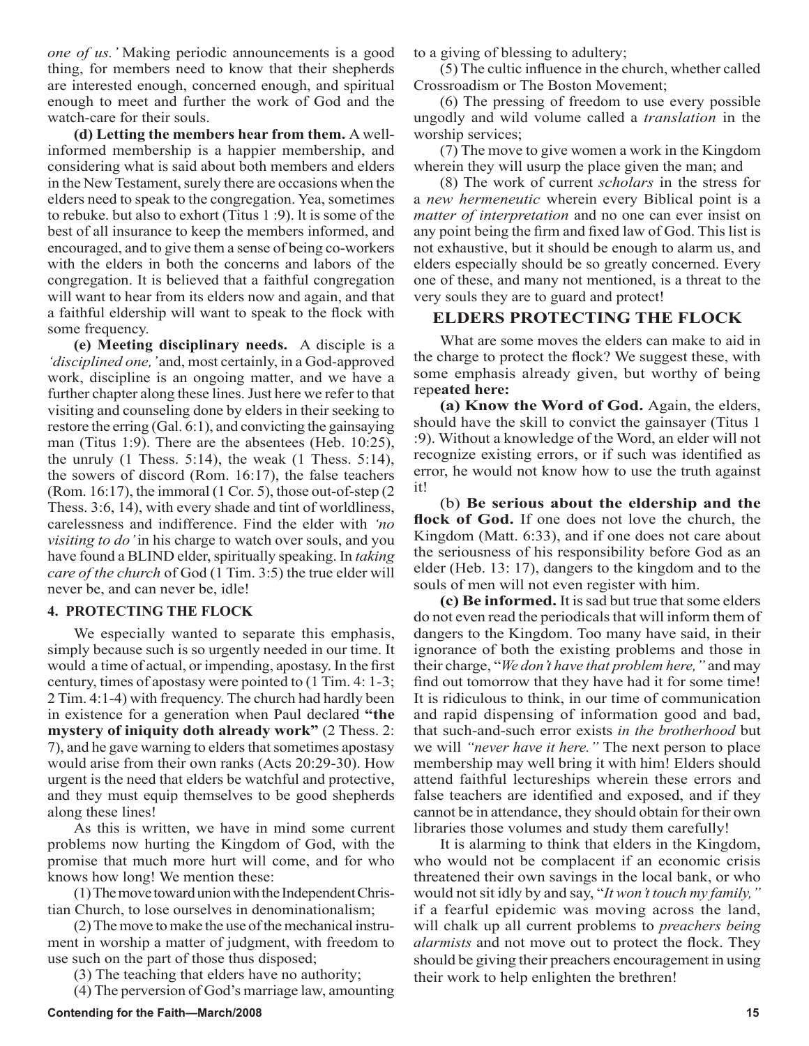*one of us.'* Making periodic announcements is a good thing, for members need to know that their shepherds are interested enough, concerned enough, and spiritual enough to meet and further the work of God and the watch-care for their souls.

**(d) Letting the members hear from them.** A well-informed membership is a happier membership, and considering what is said about both members and elders in the New Testament, surely there are occasions when the elders need to speak to the congregation. Yea, sometimes to rebuke. but also to exhort (Titus 1 :9). lt is some of the best of all insurance to keep the members informed, and encouraged, and to give them a sense of being co-workers with the elders in both the concerns and labors of the congregation. It is believed that a faithful congregation will want to hear from its elders now and again, and that a faithful eldership will want to speak to the flock with some frequency.

**(e) Meeting disciplinary needs.** A disciple is a *'disciplined one,'* and, most certainly, in a God-approved work, discipline is an ongoing matter, and we have a further chapter along these lines. Just here we refer to that visiting and counseling done by elders in their seeking to restore the erring (Gal. 6:1), and convicting the gainsaying man (Titus 1:9). There are the absentees (Heb. 10:25), the unruly (1 Thess. 5:14), the weak (1 Thess. 5:14), the sowers of discord (Rom. 16:17), the false teachers (Rom. 16:17), the immoral (1 Cor. 5), those out-of-step (2 Thess. 3:6, 14), with every shade and tint of worldliness, carelessness and indifference. Find the elder with *'no visiting to do'* in his charge to watch over souls, and you have found a BLIND elder, spiritually speaking. In *taking care of the church* of God (1 Tim. 3:5) the true elder will never be, and can never be, idle!

### 4. PROTECTING THE FLOCK

We especially wanted to separate this emphasis, simply because such is so urgently needed in our time. It would a time of actual, or impending, apostasy. In the first century, times of apostasy were pointed to (1 Tim. 4: 1-3; 2 Tim. 4:1-4) with frequency. The church had hardly been in existence for a generation when Paul declared **"the mystery of iniquity doth already work"** (2 Thess. 2: 7), and he gave warning to elders that sometimes apostasy would arise from their own ranks (Acts 20:29-30). How urgent is the need that elders be watchful and protective, and they must equip themselves to be good shepherds along these lines!

As this is written, we have in mind some current problems now hurting the Kingdom of God, with the promise that much more hurt will come, and for who knows how long! We mention these:

(1) The move toward union with the Independent Christian Church, to lose ourselves in denominationalism;

(2) The move to make the use of the mechanical instrument in worship a matter of judgment, with freedom to use such on the part of those thus disposed;

(3) The teaching that elders have no authority;

(4) The perversion of God's marriage law, amounting to a giving of blessing to adultery;

(5) The cultic influence in the church, whether called Crossroadism or The Boston Movement;

(6) The pressing of freedom to use every possible ungodly and wild volume called a *translation* in the worship services;

(7) The move to give women a work in the Kingdom wherein they will usurp the place given the man; and

(8) The work of current *scholars* in the stress for a *new hermeneutic* wherein every Biblical point is a *matter of interpretation* and no one can ever insist on any point being the firm and fixed law of God. This list is not exhaustive, but it should be enough to alarm us, and elders especially should be so greatly concerned. Every one of these, and many not mentioned, is a threat to the very souls they are to guard and protect!

## ELDERS PROTECTING THE FLOCK

What are some moves the elders can make to aid in the charge to protect the flock? We suggest these, with some emphasis already given, but worthy of being rep**eated here:**

**(a) Know the Word of God.** Again, the elders, should have the skill to convict the gainsayer (Titus 1 :9). Without a knowledge of the Word, an elder will not recognize existing errors, or if such was identified as error, he would not know how to use the truth against it!

(b) **Be serious about the eldership and the flock of God.** If one does not love the church, the Kingdom (Matt. 6:33), and if one does not care about the seriousness of his responsibility before God as an elder (Heb. 13: 17), dangers to the kingdom and to the souls of men will not even register with him.

**(c) Be informed.** It is sad but true that some elders do not even read the periodicals that will inform them of dangers to the Kingdom. Too many have said, in their ignorance of both the existing problems and those in their charge, "*We don't have that problem here,"* and may find out tomorrow that they have had it for some time! It is ridiculous to think, in our time of communication and rapid dispensing of information good and bad, that such-and-such error exists *in the brotherhood* but we will *"never have it here."* The next person to place membership may well bring it with him! Elders should attend faithful lectureships wherein these errors and false teachers are identified and exposed, and if they cannot be in attendance, they should obtain for their own libraries those volumes and study them carefully!

It is alarming to think that elders in the Kingdom, who would not be complacent if an economic crisis threatened their own savings in the local bank, or who would not sit idly by and say, "*It won't touch my family,"* if a fearful epidemic was moving across the land, will chalk up all current problems to *preachers being alarmists* and not move out to protect the flock. They should be giving their preachers encouragement in using their work to help enlighten the brethren!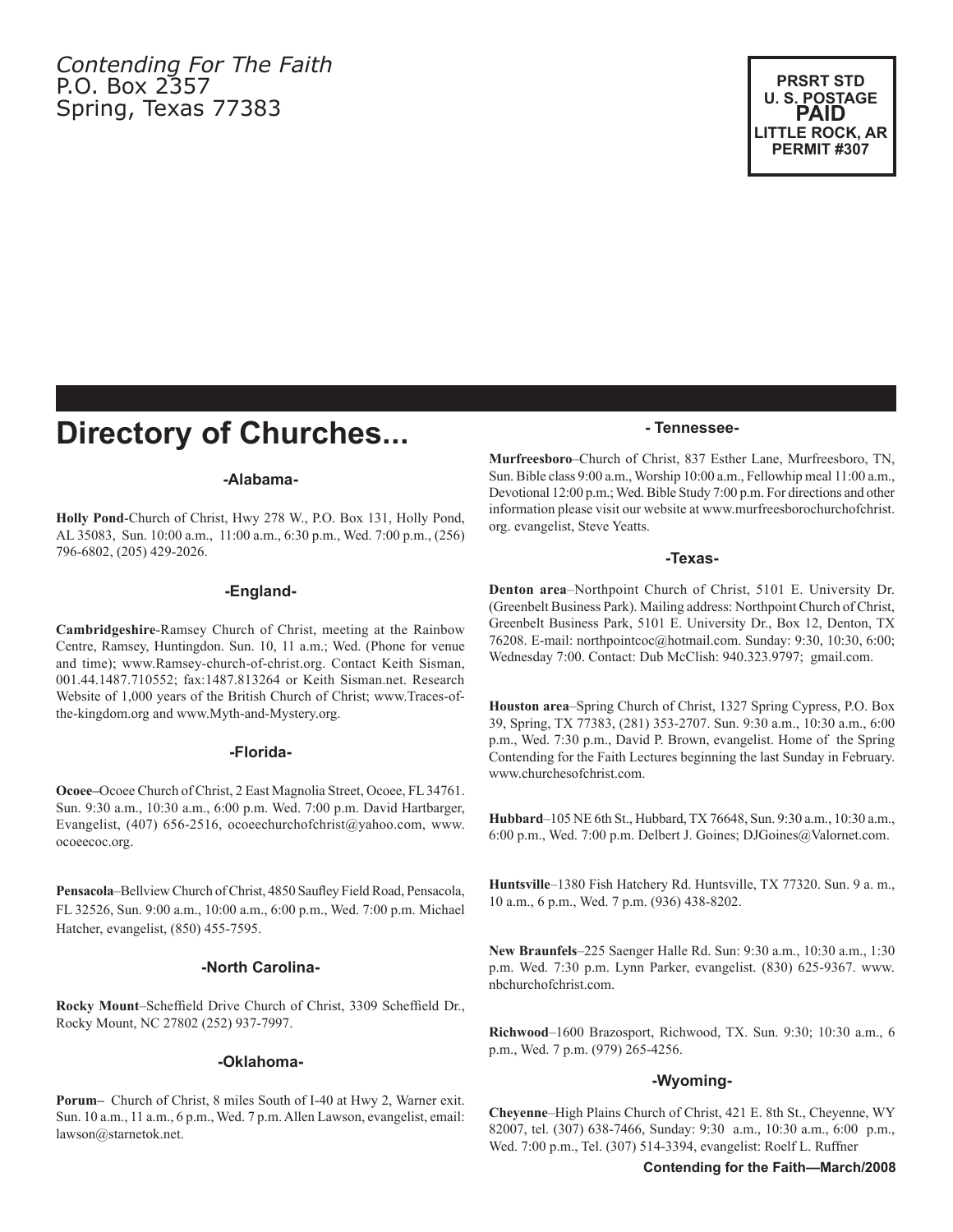*Contending For The Faith*
P.O. Box 2357
Spring, Texas 77383

PRSRT STD
U. S. POSTAGE
**PAID**
LITTLE ROCK, AR
PERMIT #307

# Directory of Churches...

### -Alabama-

**Holly Pond**-Church of Christ, Hwy 278 W., P.O. Box 131, Holly Pond, AL 35083, Sun. 10:00 a.m., 11:00 a.m., 6:30 p.m., Wed. 7:00 p.m., (256) 796-6802, (205) 429-2026.

### -England-

**Cambridgeshire**-Ramsey Church of Christ, meeting at the Rainbow Centre, Ramsey, Huntingdon. Sun. 10, 11 a.m.; Wed. (Phone for venue and time); www.Ramsey-church-of-christ.org. Contact Keith Sisman, 001.44.1487.710552; fax:1487.813264 or Keith Sisman.net. Research Website of 1,000 years of the British Church of Christ; www.Traces-of-the-kingdom.org and www.Myth-and-Mystery.org.

### -Florida-

**Ocoee–**Ocoee Church of Christ, 2 East Magnolia Street, Ocoee, FL 34761. Sun. 9:30 a.m., 10:30 a.m., 6:00 p.m. Wed. 7:00 p.m. David Hartbarger, Evangelist, (407) 656-2516, ocoeechurchofchrist@yahoo.com, www.ocoeecoc.org.

**Pensacola**–Bellview Church of Christ, 4850 Saufley Field Road, Pensacola, FL 32526, Sun. 9:00 a.m., 10:00 a.m., 6:00 p.m., Wed. 7:00 p.m. Michael Hatcher, evangelist, (850) 455-7595.

### -North Carolina-

**Rocky Mount**–Scheffield Drive Church of Christ, 3309 Scheffield Dr., Rocky Mount, NC 27802 (252) 937-7997.

### -Oklahoma-

**Porum–** Church of Christ, 8 miles South of I-40 at Hwy 2, Warner exit. Sun. 10 a.m., 11 a.m., 6 p.m., Wed. 7 p.m. Allen Lawson, evangelist, email: lawson@starnetok.net.

### - Tennessee-

**Murfreesboro**–Church of Christ, 837 Esther Lane, Murfreesboro, TN, Sun. Bible class 9:00 a.m., Worship 10:00 a.m., Fellowhip meal 11:00 a.m., Devotional 12:00 p.m.; Wed. Bible Study 7:00 p.m. For directions and other information please visit our website at www.murfreesborochurchofchrist.org. evangelist, Steve Yeatts.

### -Texas-

**Denton area**–Northpoint Church of Christ, 5101 E. University Dr. (Greenbelt Business Park). Mailing address: Northpoint Church of Christ, Greenbelt Business Park, 5101 E. University Dr., Box 12, Denton, TX 76208. E-mail: northpointcoc@hotmail.com. Sunday: 9:30, 10:30, 6:00; Wednesday 7:00. Contact: Dub McClish: 940.323.9797; gmail.com.

**Houston area**–Spring Church of Christ, 1327 Spring Cypress, P.O. Box 39, Spring, TX 77383, (281) 353-2707. Sun. 9:30 a.m., 10:30 a.m., 6:00 p.m., Wed. 7:30 p.m., David P. Brown, evangelist. Home of the Spring Contending for the Faith Lectures beginning the last Sunday in February. www.churchesofchrist.com.

**Hubbard**–105 NE 6th St., Hubbard, TX 76648, Sun. 9:30 a.m., 10:30 a.m., 6:00 p.m., Wed. 7:00 p.m. Delbert J. Goines; DJGoines@Valornet.com.

**Huntsville**–1380 Fish Hatchery Rd. Huntsville, TX 77320. Sun. 9 a. m., 10 a.m., 6 p.m., Wed. 7 p.m. (936) 438-8202.

**New Braunfels**–225 Saenger Halle Rd. Sun: 9:30 a.m., 10:30 a.m., 1:30 p.m. Wed. 7:30 p.m. Lynn Parker, evangelist. (830) 625-9367. www.nbchurchofchrist.com.

**Richwood**–1600 Brazosport, Richwood, TX. Sun. 9:30; 10:30 a.m., 6 p.m., Wed. 7 p.m. (979) 265-4256.

### -Wyoming-

**Cheyenne**–High Plains Church of Christ, 421 E. 8th St., Cheyenne, WY 82007, tel. (307) 638-7466, Sunday: 9:30 a.m., 10:30 a.m., 6:00 p.m., Wed. 7:00 p.m., Tel. (307) 514-3394, evangelist: Roelf L. Ruffner